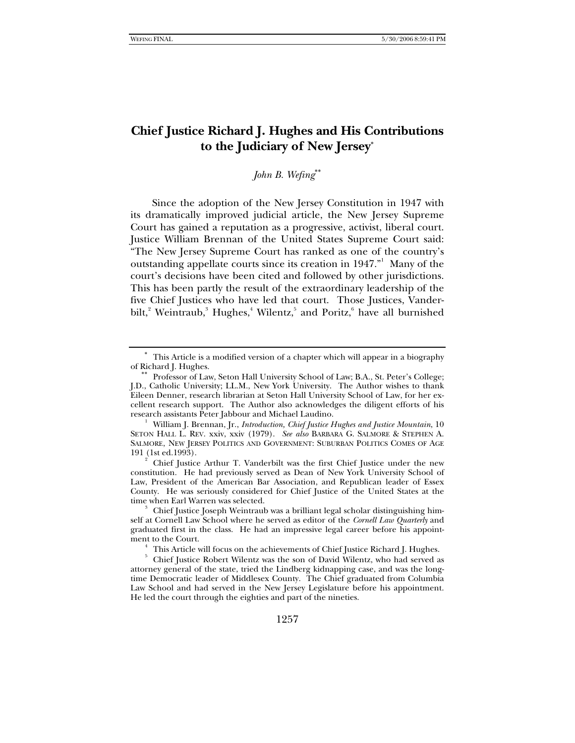# Chief Justice Richard J. Hughes and His Contributions to the Judiciary of New Jersey[*]

*John B. Wefing*[**]

Since the adoption of the New Jersey Constitution in 1947 with its dramatically improved judicial article, the New Jersey Supreme Court has gained a reputation as a progressive, activist, liberal court. Justice William Brennan of the United States Supreme Court said: "The New Jersey Supreme Court has ranked as one of the country's outstanding appellate courts since its creation in 1947."[1] Many of the court's decisions have been cited and followed by other jurisdictions. This has been partly the result of the extraordinary leadership of the five Chief Justices who have led that court. Those Justices, Vanderbilt,[2] Weintraub,[3] Hughes,[4] Wilentz,[5] and Poritz,[6] have all burnished

---

[*] This Article is a modified version of a chapter which will appear in a biography of Richard J. Hughes.

[**] Professor of Law, Seton Hall University School of Law; B.A., St. Peter's College; J.D., Catholic University; LL.M., New York University. The Author wishes to thank Eileen Denner, research librarian at Seton Hall University School of Law, for her excellent research support. The Author also acknowledges the diligent efforts of his research assistants Peter Jabbour and Michael Laudino.

[1] William J. Brennan, Jr., *Introduction, Chief Justice Hughes and Justice Mountain*, 10 SETON HALL L. REV. xxiv, xxiv (1979). *See also* BARBARA G. SALMORE & STEPHEN A. SALMORE, NEW JERSEY POLITICS AND GOVERNMENT: SUBURBAN POLITICS COMES OF AGE 191 (1st ed.1993).

[2] Chief Justice Arthur T. Vanderbilt was the first Chief Justice under the new constitution. He had previously served as Dean of New York University School of Law, President of the American Bar Association, and Republican leader of Essex County. He was seriously considered for Chief Justice of the United States at the time when Earl Warren was selected.

[3] Chief Justice Joseph Weintraub was a brilliant legal scholar distinguishing himself at Cornell Law School where he served as editor of the *Cornell Law Quarterly* and graduated first in the class. He had an impressive legal career before his appointment to the Court.

[4] This Article will focus on the achievements of Chief Justice Richard J. Hughes.

[5] Chief Justice Robert Wilentz was the son of David Wilentz, who had served as attorney general of the state, tried the Lindberg kidnapping case, and was the longtime Democratic leader of Middlesex County. The Chief graduated from Columbia Law School and had served in the New Jersey Legislature before his appointment. He led the court through the eighties and part of the nineties.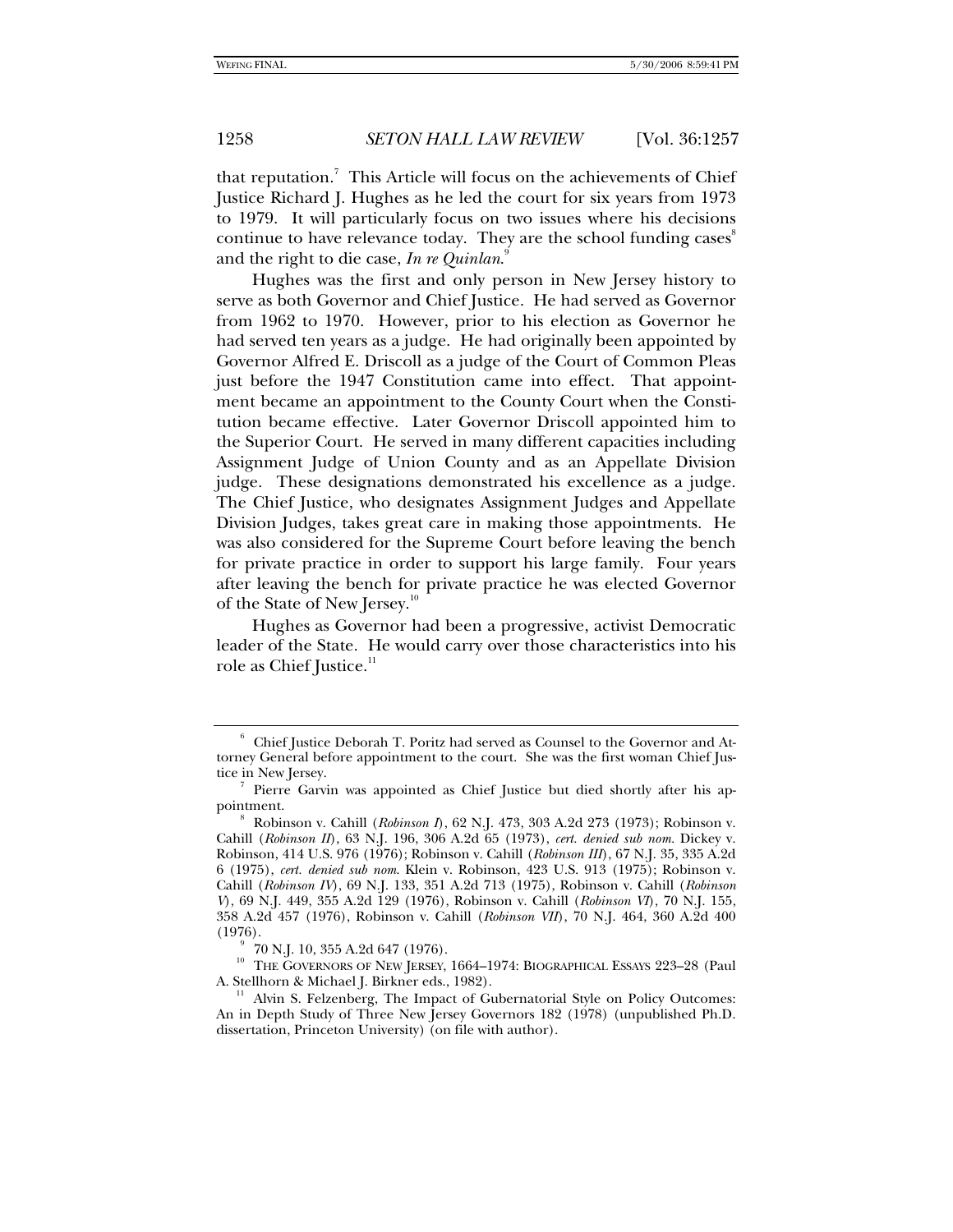that reputation.[7] This Article will focus on the achievements of Chief Justice Richard J. Hughes as he led the court for six years from 1973 to 1979. It will particularly focus on two issues where his decisions continue to have relevance today. They are the school funding cases[8] and the right to die case, *In re Quinlan*.[9]

Hughes was the first and only person in New Jersey history to serve as both Governor and Chief Justice. He had served as Governor from 1962 to 1970. However, prior to his election as Governor he had served ten years as a judge. He had originally been appointed by Governor Alfred E. Driscoll as a judge of the Court of Common Pleas just before the 1947 Constitution came into effect. That appointment became an appointment to the County Court when the Constitution became effective. Later Governor Driscoll appointed him to the Superior Court. He served in many different capacities including Assignment Judge of Union County and as an Appellate Division judge. These designations demonstrated his excellence as a judge. The Chief Justice, who designates Assignment Judges and Appellate Division Judges, takes great care in making those appointments. He was also considered for the Supreme Court before leaving the bench for private practice in order to support his large family. Four years after leaving the bench for private practice he was elected Governor of the State of New Jersey.[10]

Hughes as Governor had been a progressive, activist Democratic leader of the State. He would carry over those characteristics into his role as Chief Justice.[11]

---

[6] Chief Justice Deborah T. Poritz had served as Counsel to the Governor and Attorney General before appointment to the court. She was the first woman Chief Justice in New Jersey.

[7] Pierre Garvin was appointed as Chief Justice but died shortly after his appointment.

[8] Robinson v. Cahill (*Robinson I*), 62 N.J. 473, 303 A.2d 273 (1973); Robinson v. Cahill (*Robinson II*), 63 N.J. 196, 306 A.2d 65 (1973), *cert. denied sub nom.* Dickey v. Robinson, 414 U.S. 976 (1976); Robinson v. Cahill (*Robinson III*), 67 N.J. 35, 335 A.2d 6 (1975), *cert. denied sub nom.* Klein v. Robinson, 423 U.S. 913 (1975); Robinson v. Cahill (*Robinson IV*), 69 N.J. 133, 351 A.2d 713 (1975), Robinson v. Cahill (*Robinson V*), 69 N.J. 449, 355 A.2d 129 (1976), Robinson v. Cahill (*Robinson VI*), 70 N.J. 155, 358 A.2d 457 (1976), Robinson v. Cahill (*Robinson VII*), 70 N.J. 464, 360 A.2d 400 (1976).

[9] 70 N.J. 10, 355 A.2d 647 (1976).

[10] THE GOVERNORS OF NEW JERSEY, 1664–1974: BIOGRAPHICAL ESSAYS 223–28 (Paul A. Stellhorn & Michael J. Birkner eds., 1982).

[11] Alvin S. Felzenberg, The Impact of Gubernatorial Style on Policy Outcomes: An in Depth Study of Three New Jersey Governors 182 (1978) (unpublished Ph.D. dissertation, Princeton University) (on file with author).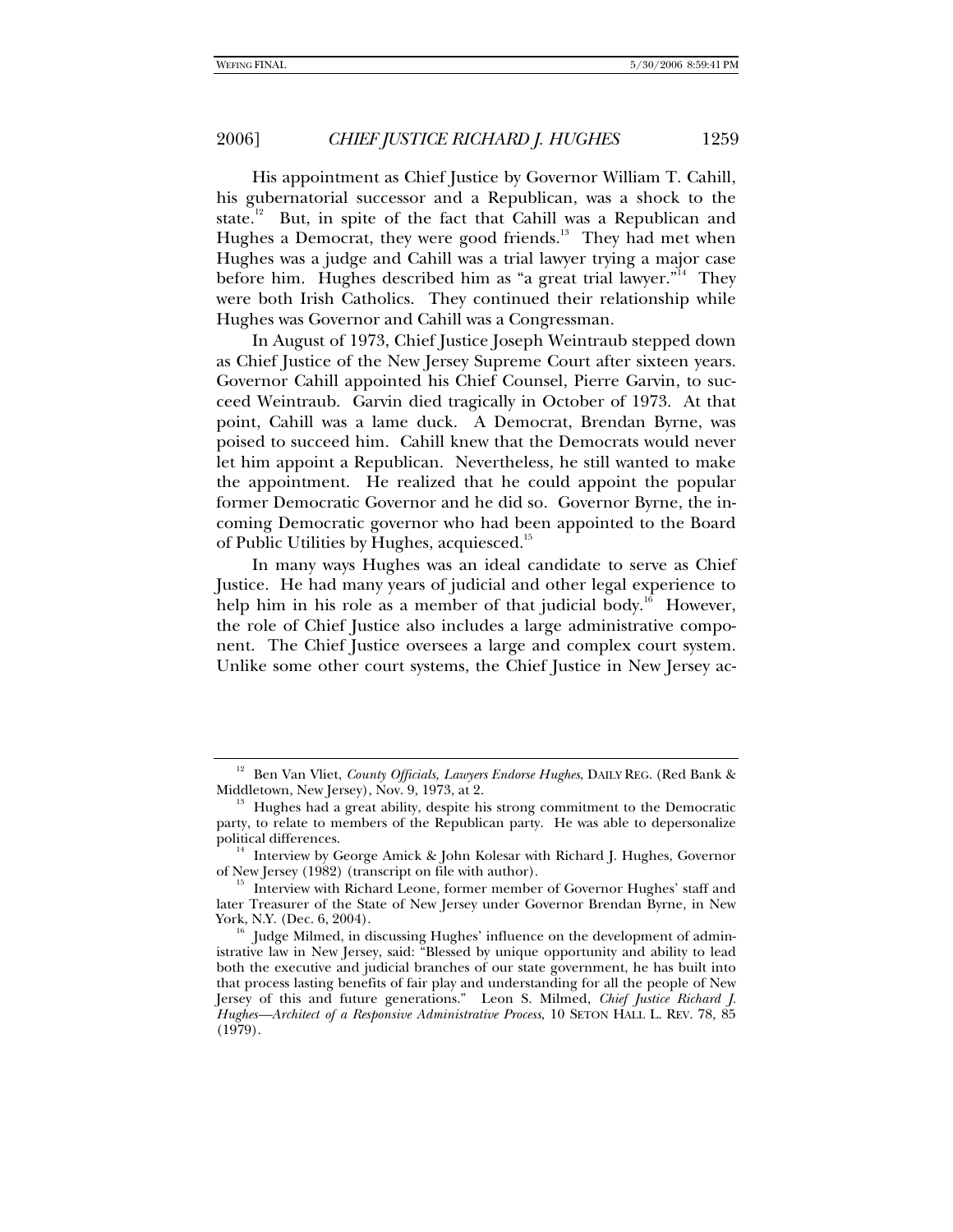His appointment as Chief Justice by Governor William T. Cahill, his gubernatorial successor and a Republican, was a shock to the state.[12] But, in spite of the fact that Cahill was a Republican and Hughes a Democrat, they were good friends.[13] They had met when Hughes was a judge and Cahill was a trial lawyer trying a major case before him. Hughes described him as "a great trial lawyer."[14] They were both Irish Catholics. They continued their relationship while Hughes was Governor and Cahill was a Congressman.

In August of 1973, Chief Justice Joseph Weintraub stepped down as Chief Justice of the New Jersey Supreme Court after sixteen years. Governor Cahill appointed his Chief Counsel, Pierre Garvin, to succeed Weintraub. Garvin died tragically in October of 1973. At that point, Cahill was a lame duck. A Democrat, Brendan Byrne, was poised to succeed him. Cahill knew that the Democrats would never let him appoint a Republican. Nevertheless, he still wanted to make the appointment. He realized that he could appoint the popular former Democratic Governor and he did so. Governor Byrne, the incoming Democratic governor who had been appointed to the Board of Public Utilities by Hughes, acquiesced.[15]

In many ways Hughes was an ideal candidate to serve as Chief Justice. He had many years of judicial and other legal experience to help him in his role as a member of that judicial body.[16] However, the role of Chief Justice also includes a large administrative component. The Chief Justice oversees a large and complex court system. Unlike some other court systems, the Chief Justice in New Jersey ac-

---

[12] Ben Van Vliet, *County Officials, Lawyers Endorse Hughes*, DAILY REG. (Red Bank & Middletown, New Jersey), Nov. 9, 1973, at 2.

[13] Hughes had a great ability, despite his strong commitment to the Democratic party, to relate to members of the Republican party. He was able to depersonalize political differences.

[14] Interview by George Amick & John Kolesar with Richard J. Hughes, Governor of New Jersey (1982) (transcript on file with author).

[15] Interview with Richard Leone, former member of Governor Hughes' staff and later Treasurer of the State of New Jersey under Governor Brendan Byrne, in New York, N.Y. (Dec. 6, 2004).

[16] Judge Milmed, in discussing Hughes' influence on the development of administrative law in New Jersey, said: "Blessed by unique opportunity and ability to lead both the executive and judicial branches of our state government, he has built into that process lasting benefits of fair play and understanding for all the people of New Jersey of this and future generations." Leon S. Milmed, *Chief Justice Richard J. Hughes—Architect of a Responsive Administrative Process*, 10 SETON HALL L. REV. 78, 85 (1979).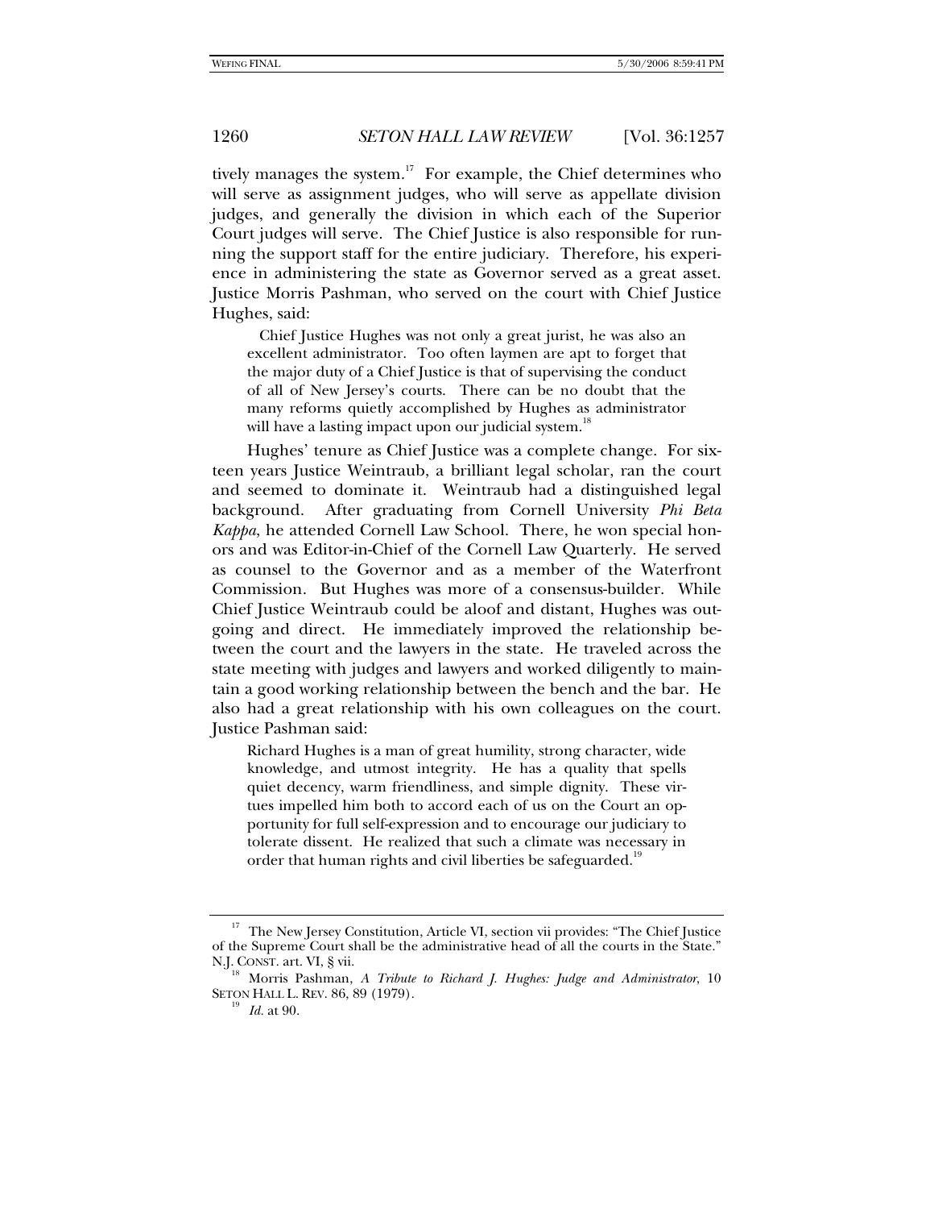tively manages the system.[17] For example, the Chief determines who will serve as assignment judges, who will serve as appellate division judges, and generally the division in which each of the Superior Court judges will serve. The Chief Justice is also responsible for running the support staff for the entire judiciary. Therefore, his experience in administering the state as Governor served as a great asset. Justice Morris Pashman, who served on the court with Chief Justice Hughes, said:

> Chief Justice Hughes was not only a great jurist, he was also an excellent administrator. Too often laymen are apt to forget that the major duty of a Chief Justice is that of supervising the conduct of all of New Jersey's courts. There can be no doubt that the many reforms quietly accomplished by Hughes as administrator will have a lasting impact upon our judicial system.[18]

Hughes' tenure as Chief Justice was a complete change. For sixteen years Justice Weintraub, a brilliant legal scholar, ran the court and seemed to dominate it. Weintraub had a distinguished legal background. After graduating from Cornell University *Phi Beta Kappa*, he attended Cornell Law School. There, he won special honors and was Editor-in-Chief of the Cornell Law Quarterly. He served as counsel to the Governor and as a member of the Waterfront Commission. But Hughes was more of a consensus-builder. While Chief Justice Weintraub could be aloof and distant, Hughes was outgoing and direct. He immediately improved the relationship between the court and the lawyers in the state. He traveled across the state meeting with judges and lawyers and worked diligently to maintain a good working relationship between the bench and the bar. He also had a great relationship with his own colleagues on the court. Justice Pashman said:

> Richard Hughes is a man of great humility, strong character, wide knowledge, and utmost integrity. He has a quality that spells quiet decency, warm friendliness, and simple dignity. These virtues impelled him both to accord each of us on the Court an opportunity for full self-expression and to encourage our judiciary to tolerate dissent. He realized that such a climate was necessary in order that human rights and civil liberties be safeguarded.[19]

---

[17] The New Jersey Constitution, Article VI, section vii provides: "The Chief Justice of the Supreme Court shall be the administrative head of all the courts in the State." N.J. CONST. art. VI, § vii.

[18] Morris Pashman, *A Tribute to Richard J. Hughes: Judge and Administrator*, 10 SETON HALL L. REV. 86, 89 (1979).

[19] *Id.* at 90.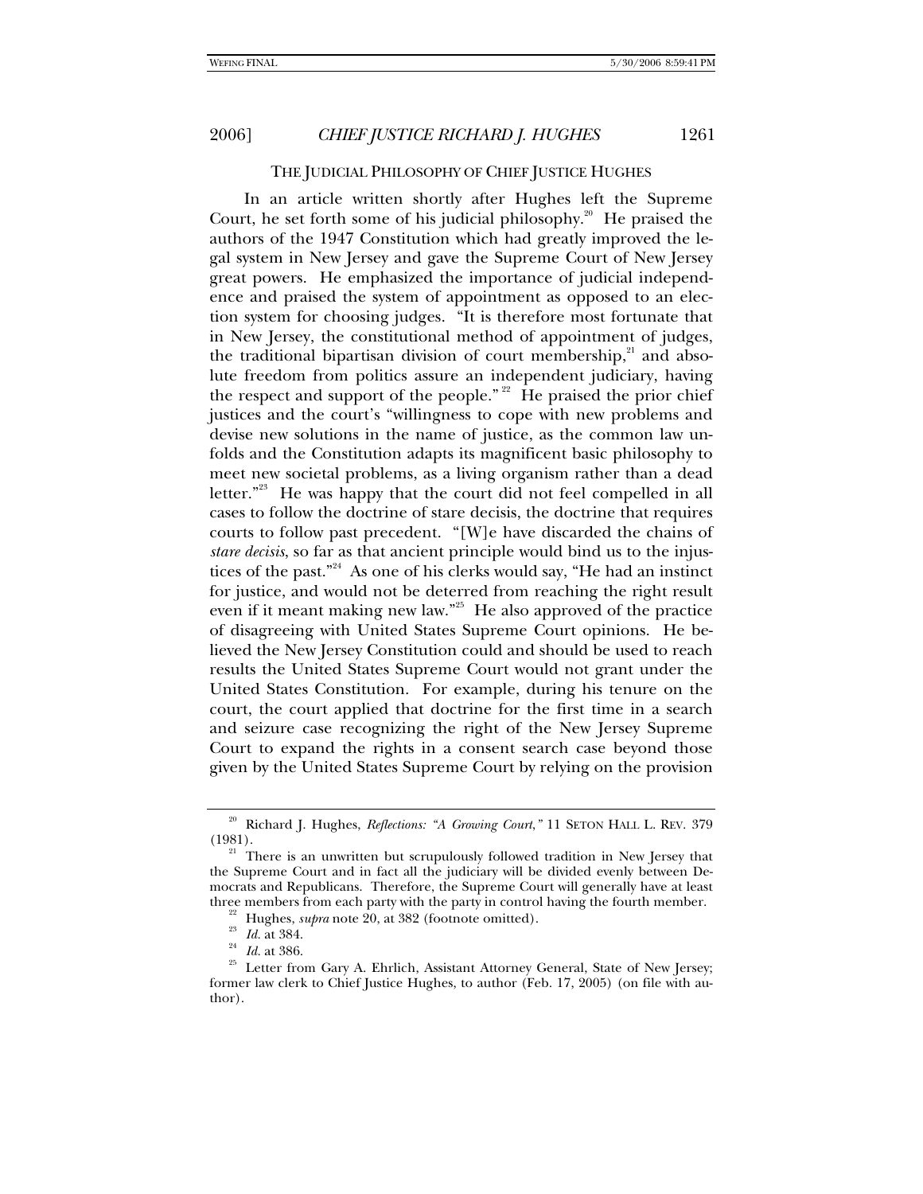## THE JUDICIAL PHILOSOPHY OF CHIEF JUSTICE HUGHES

In an article written shortly after Hughes left the Supreme Court, he set forth some of his judicial philosophy.[20] He praised the authors of the 1947 Constitution which had greatly improved the legal system in New Jersey and gave the Supreme Court of New Jersey great powers. He emphasized the importance of judicial independence and praised the system of appointment as opposed to an election system for choosing judges. "It is therefore most fortunate that in New Jersey, the constitutional method of appointment of judges, the traditional bipartisan division of court membership,[21] and absolute freedom from politics assure an independent judiciary, having the respect and support of the people."[22] He praised the prior chief justices and the court's "willingness to cope with new problems and devise new solutions in the name of justice, as the common law unfolds and the Constitution adapts its magnificent basic philosophy to meet new societal problems, as a living organism rather than a dead letter."[23] He was happy that the court did not feel compelled in all cases to follow the doctrine of stare decisis, the doctrine that requires courts to follow past precedent. "[W]e have discarded the chains of *stare decisis*, so far as that ancient principle would bind us to the injustices of the past."[24] As one of his clerks would say, "He had an instinct for justice, and would not be deterred from reaching the right result even if it meant making new law."[25] He also approved of the practice of disagreeing with United States Supreme Court opinions. He believed the New Jersey Constitution could and should be used to reach results the United States Supreme Court would not grant under the United States Constitution. For example, during his tenure on the court, the court applied that doctrine for the first time in a search and seizure case recognizing the right of the New Jersey Supreme Court to expand the rights in a consent search case beyond those given by the United States Supreme Court by relying on the provision

---

[20] Richard J. Hughes, *Reflections: "A Growing Court,"* 11 SETON HALL L. REV. 379 (1981).

[21] There is an unwritten but scrupulously followed tradition in New Jersey that the Supreme Court and in fact all the judiciary will be divided evenly between Democrats and Republicans. Therefore, the Supreme Court will generally have at least three members from each party with the party in control having the fourth member.

[22] Hughes, *supra* note 20, at 382 (footnote omitted).

[23] *Id.* at 384.

[24] *Id.* at 386.

[25] Letter from Gary A. Ehrlich, Assistant Attorney General, State of New Jersey; former law clerk to Chief Justice Hughes, to author (Feb. 17, 2005) (on file with author).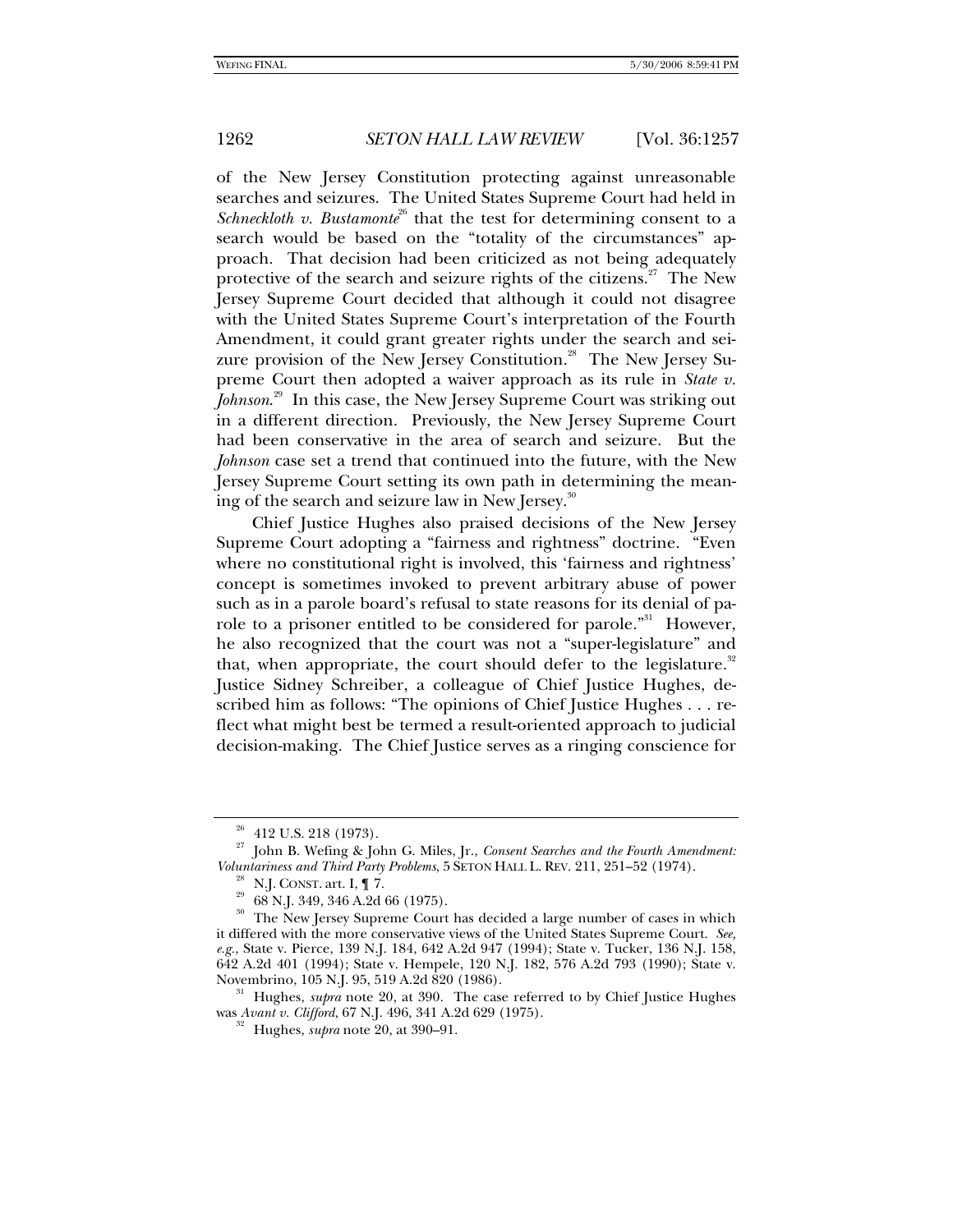of the New Jersey Constitution protecting against unreasonable searches and seizures. The United States Supreme Court had held in *Schneckloth v. Bustamonte*[26] that the test for determining consent to a search would be based on the "totality of the circumstances" approach. That decision had been criticized as not being adequately protective of the search and seizure rights of the citizens.[27] The New Jersey Supreme Court decided that although it could not disagree with the United States Supreme Court's interpretation of the Fourth Amendment, it could grant greater rights under the search and seizure provision of the New Jersey Constitution.[28] The New Jersey Supreme Court then adopted a waiver approach as its rule in *State v. Johnson*.[29] In this case, the New Jersey Supreme Court was striking out in a different direction. Previously, the New Jersey Supreme Court had been conservative in the area of search and seizure. But the *Johnson* case set a trend that continued into the future, with the New Jersey Supreme Court setting its own path in determining the meaning of the search and seizure law in New Jersey.[30]

Chief Justice Hughes also praised decisions of the New Jersey Supreme Court adopting a "fairness and rightness" doctrine. "Even where no constitutional right is involved, this 'fairness and rightness' concept is sometimes invoked to prevent arbitrary abuse of power such as in a parole board's refusal to state reasons for its denial of parole to a prisoner entitled to be considered for parole."[31] However, he also recognized that the court was not a "super-legislature" and that, when appropriate, the court should defer to the legislature.[32] Justice Sidney Schreiber, a colleague of Chief Justice Hughes, described him as follows: "The opinions of Chief Justice Hughes . . . reflect what might best be termed a result-oriented approach to judicial decision-making. The Chief Justice serves as a ringing conscience for

---

[26] 412 U.S. 218 (1973).

[27] John B. Wefing & John G. Miles, Jr., *Consent Searches and the Fourth Amendment: Voluntariness and Third Party Problems*, 5 SETON HALL L. REV. 211, 251–52 (1974).

[28] N.J. CONST. art. I, ¶ 7.

[29] 68 N.J. 349, 346 A.2d 66 (1975).

[30] The New Jersey Supreme Court has decided a large number of cases in which it differed with the more conservative views of the United States Supreme Court. *See, e.g.*, State v. Pierce, 139 N.J. 184, 642 A.2d 947 (1994); State v. Tucker, 136 N.J. 158, 642 A.2d 401 (1994); State v. Hempele, 120 N.J. 182, 576 A.2d 793 (1990); State v. Novembrino, 105 N.J. 95, 519 A.2d 820 (1986).

[31] Hughes, *supra* note 20, at 390. The case referred to by Chief Justice Hughes was *Avant v. Clifford*, 67 N.J. 496, 341 A.2d 629 (1975).

[32] Hughes, *supra* note 20, at 390–91.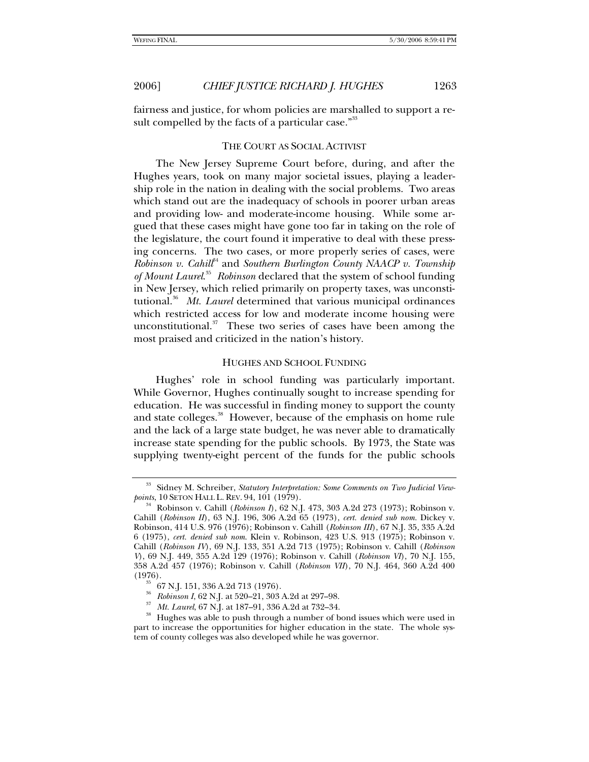fairness and justice, for whom policies are marshalled to support a result compelled by the facts of a particular case."[33]

## THE COURT AS SOCIAL ACTIVIST

The New Jersey Supreme Court before, during, and after the Hughes years, took on many major societal issues, playing a leadership role in the nation in dealing with the social problems. Two areas which stand out are the inadequacy of schools in poorer urban areas and providing low- and moderate-income housing. While some argued that these cases might have gone too far in taking on the role of the legislature, the court found it imperative to deal with these pressing concerns. The two cases, or more properly series of cases, were *Robinson v. Cahill*[34] and *Southern Burlington County NAACP v. Township of Mount Laurel*.[35] *Robinson* declared that the system of school funding in New Jersey, which relied primarily on property taxes, was unconstitutional.[36] *Mt. Laurel* determined that various municipal ordinances which restricted access for low and moderate income housing were unconstitutional.[37] These two series of cases have been among the most praised and criticized in the nation's history.

## HUGHES AND SCHOOL FUNDING

Hughes' role in school funding was particularly important. While Governor, Hughes continually sought to increase spending for education. He was successful in finding money to support the county and state colleges.[38] However, because of the emphasis on home rule and the lack of a large state budget, he was never able to dramatically increase state spending for the public schools. By 1973, the State was supplying twenty-eight percent of the funds for the public schools

---

[33] Sidney M. Schreiber, *Statutory Interpretation: Some Comments on Two Judicial Viewpoints*, 10 SETON HALL L. REV. 94, 101 (1979).

[34] Robinson v. Cahill (*Robinson I*), 62 N.J. 473, 303 A.2d 273 (1973); Robinson v. Cahill (*Robinson II*), 63 N.J. 196, 306 A.2d 65 (1973), *cert. denied sub nom.* Dickey v. Robinson, 414 U.S. 976 (1976); Robinson v. Cahill (*Robinson III*), 67 N.J. 35, 335 A.2d 6 (1975), *cert. denied sub nom.* Klein v. Robinson, 423 U.S. 913 (1975); Robinson v. Cahill (*Robinson IV*), 69 N.J. 133, 351 A.2d 713 (1975); Robinson v. Cahill (*Robinson V*), 69 N.J. 449, 355 A.2d 129 (1976); Robinson v. Cahill (*Robinson VI*), 70 N.J. 155, 358 A.2d 457 (1976); Robinson v. Cahill (*Robinson VII*), 70 N.J. 464, 360 A.2d 400 (1976).

[35] 67 N.J. 151, 336 A.2d 713 (1976).

[36] *Robinson I*, 62 N.J. at 520–21, 303 A.2d at 297–98.

[37] *Mt. Laurel*, 67 N.J. at 187–91, 336 A.2d at 732–34.

[38] Hughes was able to push through a number of bond issues which were used in part to increase the opportunities for higher education in the state. The whole system of county colleges was also developed while he was governor.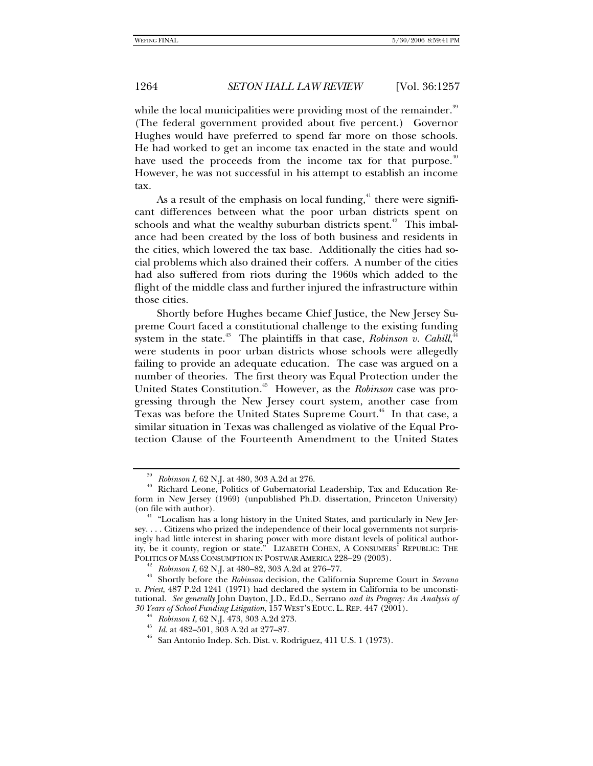while the local municipalities were providing most of the remainder.[39] (The federal government provided about five percent.) Governor Hughes would have preferred to spend far more on those schools. He had worked to get an income tax enacted in the state and would have used the proceeds from the income tax for that purpose.[40] However, he was not successful in his attempt to establish an income tax.

As a result of the emphasis on local funding,[41] there were significant differences between what the poor urban districts spent on schools and what the wealthy suburban districts spent.[42] This imbalance had been created by the loss of both business and residents in the cities, which lowered the tax base. Additionally the cities had social problems which also drained their coffers. A number of the cities had also suffered from riots during the 1960s which added to the flight of the middle class and further injured the infrastructure within those cities.

Shortly before Hughes became Chief Justice, the New Jersey Supreme Court faced a constitutional challenge to the existing funding system in the state.[43] The plaintiffs in that case, *Robinson v. Cahill*,[44] were students in poor urban districts whose schools were allegedly failing to provide an adequate education. The case was argued on a number of theories. The first theory was Equal Protection under the United States Constitution.[45] However, as the *Robinson* case was progressing through the New Jersey court system, another case from Texas was before the United States Supreme Court.[46] In that case, a similar situation in Texas was challenged as violative of the Equal Protection Clause of the Fourteenth Amendment to the United States

---

[39] *Robinson I*, 62 N.J. at 480, 303 A.2d at 276.

[40] Richard Leone, Politics of Gubernatorial Leadership, Tax and Education Reform in New Jersey (1969) (unpublished Ph.D. dissertation, Princeton University) (on file with author).

[41] "Localism has a long history in the United States, and particularly in New Jersey. . . . Citizens who prized the independence of their local governments not surprisingly had little interest in sharing power with more distant levels of political authority, be it county, region or state." LIZABETH COHEN, A CONSUMERS' REPUBLIC: THE POLITICS OF MASS CONSUMPTION IN POSTWAR AMERICA 228–29 (2003).

[42] *Robinson I*, 62 N.J. at 480–82, 303 A.2d at 276–77.

[43] Shortly before the *Robinson* decision, the California Supreme Court in *Serrano v. Priest*, 487 P.2d 1241 (1971) had declared the system in California to be unconstitutional. *See generally* John Dayton, J.D., Ed.D., Serrano *and its Progeny: An Analysis of 30 Years of School Funding Litigation*, 157 WEST'S EDUC. L. REP. 447 (2001).

[44] *Robinson I*, 62 N.J. 473, 303 A.2d 273.

[45] *Id.* at 482–501, 303 A.2d at 277–87.

[46] San Antonio Indep. Sch. Dist. v. Rodriguez, 411 U.S. 1 (1973).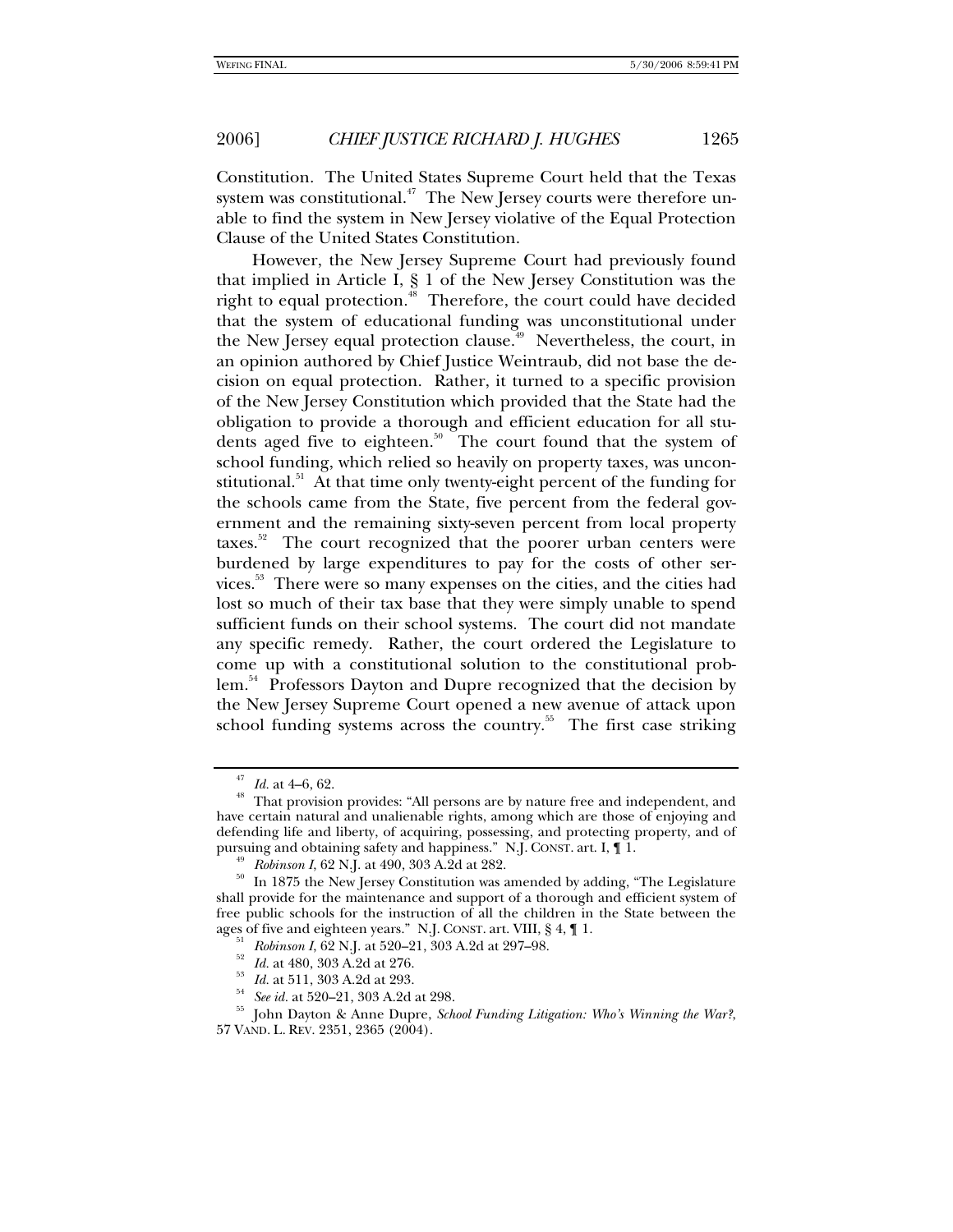Constitution. The United States Supreme Court held that the Texas system was constitutional.[47] The New Jersey courts were therefore unable to find the system in New Jersey violative of the Equal Protection Clause of the United States Constitution.

However, the New Jersey Supreme Court had previously found that implied in Article I, § 1 of the New Jersey Constitution was the right to equal protection.[48] Therefore, the court could have decided that the system of educational funding was unconstitutional under the New Jersey equal protection clause.[49] Nevertheless, the court, in an opinion authored by Chief Justice Weintraub, did not base the decision on equal protection. Rather, it turned to a specific provision of the New Jersey Constitution which provided that the State had the obligation to provide a thorough and efficient education for all students aged five to eighteen.[50] The court found that the system of school funding, which relied so heavily on property taxes, was unconstitutional.[51] At that time only twenty-eight percent of the funding for the schools came from the State, five percent from the federal government and the remaining sixty-seven percent from local property taxes.[52] The court recognized that the poorer urban centers were burdened by large expenditures to pay for the costs of other services.[53] There were so many expenses on the cities, and the cities had lost so much of their tax base that they were simply unable to spend sufficient funds on their school systems. The court did not mandate any specific remedy. Rather, the court ordered the Legislature to come up with a constitutional solution to the constitutional problem.[54] Professors Dayton and Dupre recognized that the decision by the New Jersey Supreme Court opened a new avenue of attack upon school funding systems across the country.[55] The first case striking

---

[47] *Id.* at 4–6, 62.

[48] That provision provides: "All persons are by nature free and independent, and have certain natural and unalienable rights, among which are those of enjoying and defending life and liberty, of acquiring, possessing, and protecting property, and of pursuing and obtaining safety and happiness." N.J. CONST. art. I, ¶ 1.

[49] *Robinson I*, 62 N.J. at 490, 303 A.2d at 282.

[50] In 1875 the New Jersey Constitution was amended by adding, "The Legislature shall provide for the maintenance and support of a thorough and efficient system of free public schools for the instruction of all the children in the State between the ages of five and eighteen years." N.J. CONST. art. VIII, § 4, ¶ 1.

[51] *Robinson I*, 62 N.J. at 520–21, 303 A.2d at 297–98.

[52] *Id.* at 480, 303 A.2d at 276.

[53] *Id.* at 511, 303 A.2d at 293.

[54] *See id.* at 520–21, 303 A.2d at 298.

[55] John Dayton & Anne Dupre, *School Funding Litigation: Who's Winning the War?*, 57 VAND. L. REV. 2351, 2365 (2004).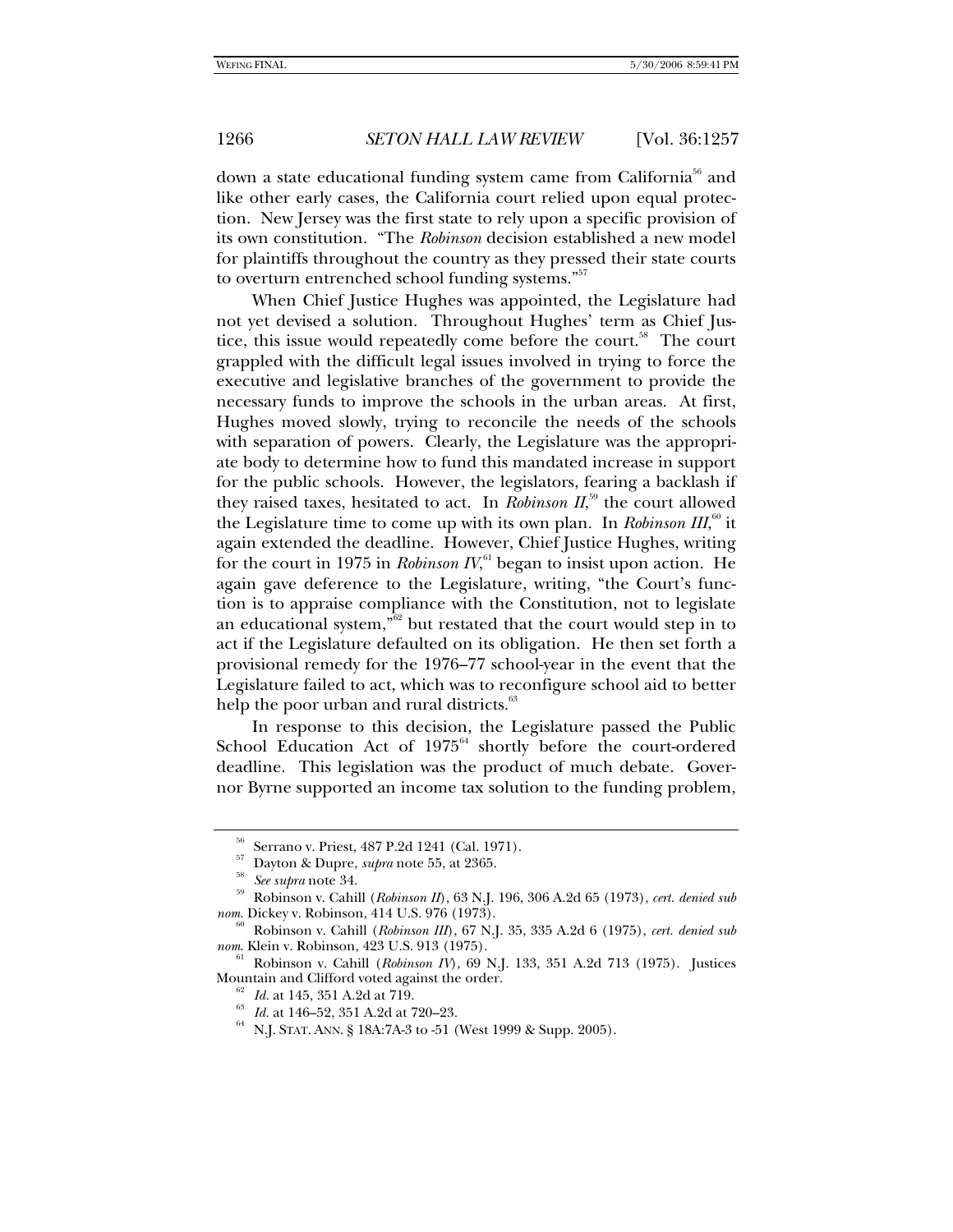down a state educational funding system came from California[56] and like other early cases, the California court relied upon equal protection. New Jersey was the first state to rely upon a specific provision of its own constitution. "The *Robinson* decision established a new model for plaintiffs throughout the country as they pressed their state courts to overturn entrenched school funding systems."[57]

When Chief Justice Hughes was appointed, the Legislature had not yet devised a solution. Throughout Hughes' term as Chief Justice, this issue would repeatedly come before the court.[58] The court grappled with the difficult legal issues involved in trying to force the executive and legislative branches of the government to provide the necessary funds to improve the schools in the urban areas. At first, Hughes moved slowly, trying to reconcile the needs of the schools with separation of powers. Clearly, the Legislature was the appropriate body to determine how to fund this mandated increase in support for the public schools. However, the legislators, fearing a backlash if they raised taxes, hesitated to act. In *Robinson II*,[59] the court allowed the Legislature time to come up with its own plan. In *Robinson III*,[60] it again extended the deadline. However, Chief Justice Hughes, writing for the court in 1975 in *Robinson IV*,[61] began to insist upon action. He again gave deference to the Legislature, writing, "the Court's function is to appraise compliance with the Constitution, not to legislate an educational system,"[62] but restated that the court would step in to act if the Legislature defaulted on its obligation. He then set forth a provisional remedy for the 1976–77 school-year in the event that the Legislature failed to act, which was to reconfigure school aid to better help the poor urban and rural districts.[63]

In response to this decision, the Legislature passed the Public School Education Act of 1975[64] shortly before the court-ordered deadline. This legislation was the product of much debate. Governor Byrne supported an income tax solution to the funding problem,

---

[56] Serrano v. Priest, 487 P.2d 1241 (Cal. 1971).

[57] Dayton & Dupre, *supra* note 55, at 2365.

[58] *See supra* note 34.

[59] Robinson v. Cahill (*Robinson II*), 63 N.J. 196, 306 A.2d 65 (1973), *cert. denied sub nom*. Dickey v. Robinson, 414 U.S. 976 (1973).

[60] Robinson v. Cahill (*Robinson III*), 67 N.J. 35, 335 A.2d 6 (1975), *cert. denied sub nom*. Klein v. Robinson, 423 U.S. 913 (1975).

[61] Robinson v. Cahill (*Robinson IV*), 69 N.J. 133, 351 A.2d 713 (1975). Justices Mountain and Clifford voted against the order.

[62] *Id.* at 145, 351 A.2d at 719.

[63] *Id.* at 146–52, 351 A.2d at 720–23.

[64] N.J. STAT. ANN. § 18A:7A-3 to -51 (West 1999 & Supp. 2005).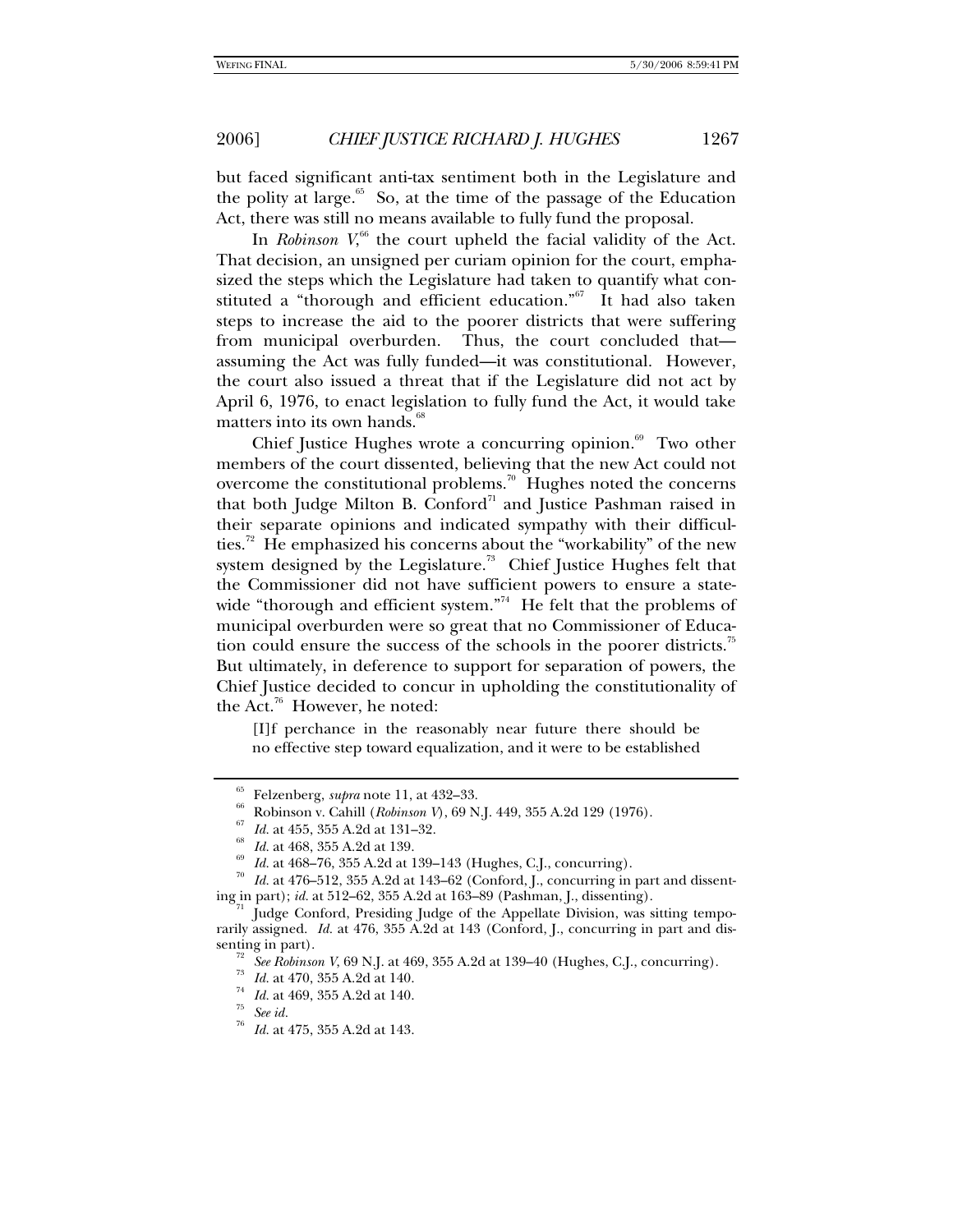but faced significant anti-tax sentiment both in the Legislature and the polity at large.[65] So, at the time of the passage of the Education Act, there was still no means available to fully fund the proposal.

In *Robinson V*,[66] the court upheld the facial validity of the Act. That decision, an unsigned per curiam opinion for the court, emphasized the steps which the Legislature had taken to quantify what constituted a "thorough and efficient education."[67] It had also taken steps to increase the aid to the poorer districts that were suffering from municipal overburden. Thus, the court concluded that—assuming the Act was fully funded—it was constitutional. However, the court also issued a threat that if the Legislature did not act by April 6, 1976, to enact legislation to fully fund the Act, it would take matters into its own hands.[68]

Chief Justice Hughes wrote a concurring opinion.[69] Two other members of the court dissented, believing that the new Act could not overcome the constitutional problems.[70] Hughes noted the concerns that both Judge Milton B. Conford[71] and Justice Pashman raised in their separate opinions and indicated sympathy with their difficulties.[72] He emphasized his concerns about the "workability" of the new system designed by the Legislature.[73] Chief Justice Hughes felt that the Commissioner did not have sufficient powers to ensure a statewide "thorough and efficient system."[74] He felt that the problems of municipal overburden were so great that no Commissioner of Education could ensure the success of the schools in the poorer districts.[75] But ultimately, in deference to support for separation of powers, the Chief Justice decided to concur in upholding the constitutionality of the Act.[76] However, he noted:

> [I]f perchance in the reasonably near future there should be no effective step toward equalization, and it were to be established

---

[65] Felzenberg, *supra* note 11, at 432–33.

[66] Robinson v. Cahill (*Robinson V*), 69 N.J. 449, 355 A.2d 129 (1976).

[67] *Id.* at 455, 355 A.2d at 131–32.

[68] *Id.* at 468, 355 A.2d at 139.

[69] *Id.* at 468–76, 355 A.2d at 139–143 (Hughes, C.J., concurring).

[70] *Id.* at 476–512, 355 A.2d at 143–62 (Conford, J., concurring in part and dissenting in part); *id.* at 512–62, 355 A.2d at 163–89 (Pashman, J., dissenting).

[71] Judge Conford, Presiding Judge of the Appellate Division, was sitting temporarily assigned. *Id.* at 476, 355 A.2d at 143 (Conford, J., concurring in part and dissenting in part).

[72] *See Robinson V*, 69 N.J. at 469, 355 A.2d at 139–40 (Hughes, C.J., concurring).

[73] *Id.* at 470, 355 A.2d at 140.

[74] *Id.* at 469, 355 A.2d at 140.

[75] *See id.*

[76] *Id.* at 475, 355 A.2d at 143.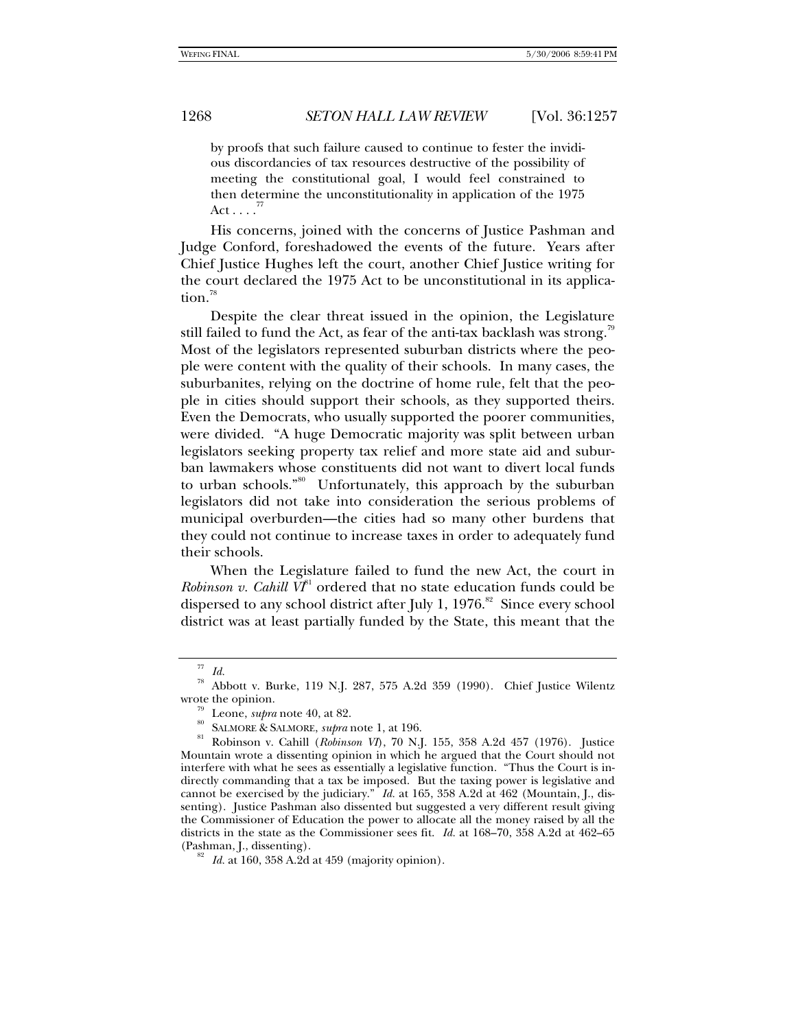by proofs that such failure caused to continue to fester the invidious discordancies of tax resources destructive of the possibility of meeting the constitutional goal, I would feel constrained to then determine the unconstitutionality in application of the 1975 Act . . . .[77]

His concerns, joined with the concerns of Justice Pashman and Judge Conford, foreshadowed the events of the future. Years after Chief Justice Hughes left the court, another Chief Justice writing for the court declared the 1975 Act to be unconstitutional in its application.[78]

Despite the clear threat issued in the opinion, the Legislature still failed to fund the Act, as fear of the anti-tax backlash was strong.[79] Most of the legislators represented suburban districts where the people were content with the quality of their schools. In many cases, the suburbanites, relying on the doctrine of home rule, felt that the people in cities should support their schools, as they supported theirs. Even the Democrats, who usually supported the poorer communities, were divided. "A huge Democratic majority was split between urban legislators seeking property tax relief and more state aid and suburban lawmakers whose constituents did not want to divert local funds to urban schools."[80] Unfortunately, this approach by the suburban legislators did not take into consideration the serious problems of municipal overburden—the cities had so many other burdens that they could not continue to increase taxes in order to adequately fund their schools.

When the Legislature failed to fund the new Act, the court in *Robinson v. Cahill VI*[81] ordered that no state education funds could be dispersed to any school district after July 1, 1976.[82] Since every school district was at least partially funded by the State, this meant that the

---

[77] *Id.*

[78] Abbott v. Burke, 119 N.J. 287, 575 A.2d 359 (1990). Chief Justice Wilentz wrote the opinion.

[79] Leone, *supra* note 40, at 82.

[80] SALMORE & SALMORE, *supra* note 1, at 196.

[81] Robinson v. Cahill (*Robinson VI*), 70 N.J. 155, 358 A.2d 457 (1976). Justice Mountain wrote a dissenting opinion in which he argued that the Court should not interfere with what he sees as essentially a legislative function. "Thus the Court is indirectly commanding that a tax be imposed. But the taxing power is legislative and cannot be exercised by the judiciary." *Id.* at 165, 358 A.2d at 462 (Mountain, J., dissenting). Justice Pashman also dissented but suggested a very different result giving the Commissioner of Education the power to allocate all the money raised by all the districts in the state as the Commissioner sees fit. *Id.* at 168–70, 358 A.2d at 462–65 (Pashman, J., dissenting).

[82] *Id.* at 160, 358 A.2d at 459 (majority opinion).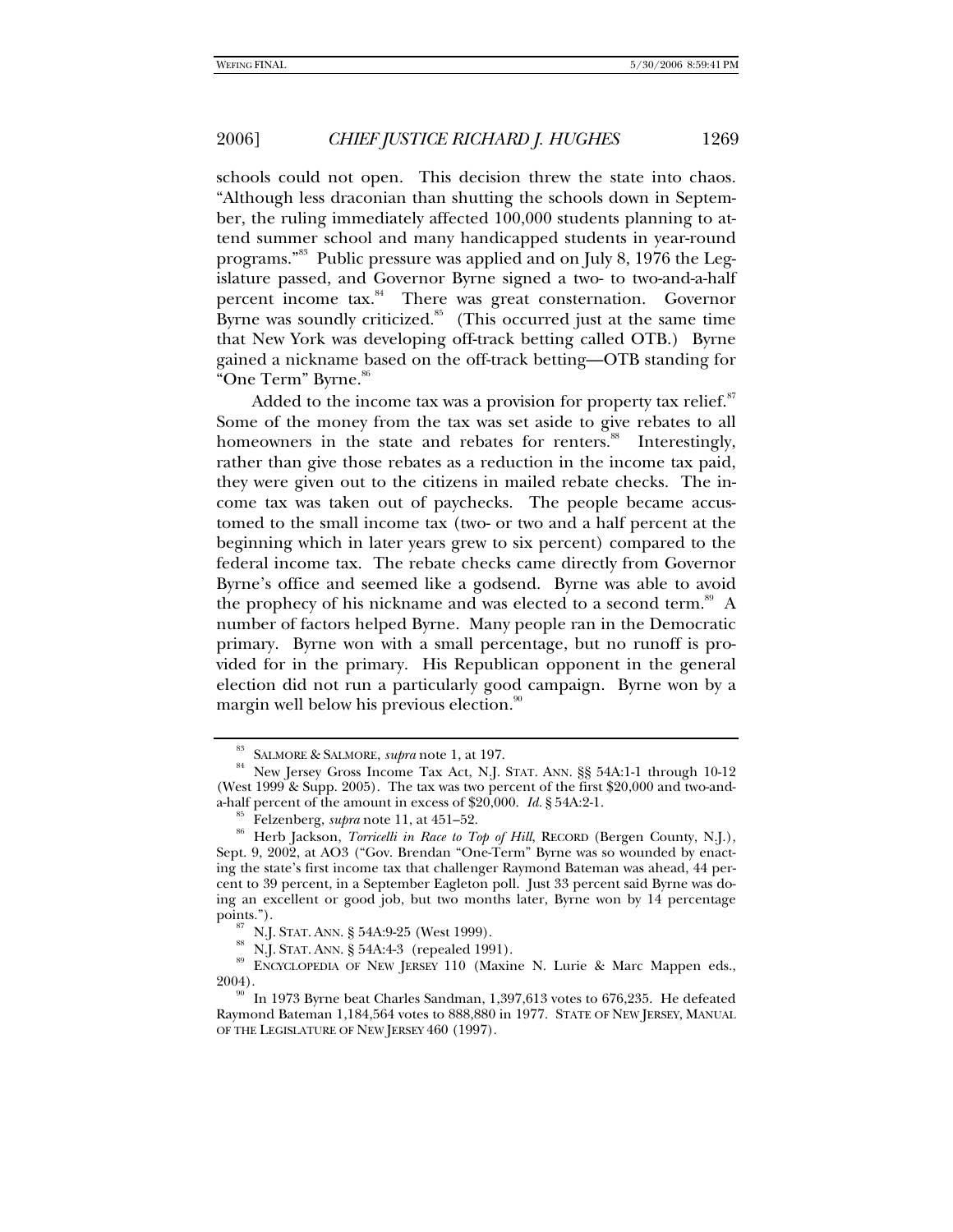schools could not open. This decision threw the state into chaos. "Although less draconian than shutting the schools down in September, the ruling immediately affected 100,000 students planning to attend summer school and many handicapped students in year-round programs."[83] Public pressure was applied and on July 8, 1976 the Legislature passed, and Governor Byrne signed a two- to two-and-a-half percent income tax.[84] There was great consternation. Governor Byrne was soundly criticized.[85] (This occurred just at the same time that New York was developing off-track betting called OTB.) Byrne gained a nickname based on the off-track betting—OTB standing for "One Term" Byrne.[86]

Added to the income tax was a provision for property tax relief.[87] Some of the money from the tax was set aside to give rebates to all homeowners in the state and rebates for renters.[88] Interestingly, rather than give those rebates as a reduction in the income tax paid, they were given out to the citizens in mailed rebate checks. The income tax was taken out of paychecks. The people became accustomed to the small income tax (two- or two and a half percent at the beginning which in later years grew to six percent) compared to the federal income tax. The rebate checks came directly from Governor Byrne's office and seemed like a godsend. Byrne was able to avoid the prophecy of his nickname and was elected to a second term.[89] A number of factors helped Byrne. Many people ran in the Democratic primary. Byrne won with a small percentage, but no runoff is provided for in the primary. His Republican opponent in the general election did not run a particularly good campaign. Byrne won by a margin well below his previous election.[90]

---

[83] SALMORE & SALMORE, *supra* note 1, at 197.

[84] New Jersey Gross Income Tax Act, N.J. STAT. ANN. §§ 54A:1-1 through 10-12 (West 1999 & Supp. 2005). The tax was two percent of the first $20,000 and two-and-a-half percent of the amount in excess of $20,000. *Id.* § 54A:2-1.

[85] Felzenberg, *supra* note 11, at 451–52.

[86] Herb Jackson, *Torricelli in Race to Top of Hill*, RECORD (Bergen County, N.J.), Sept. 9, 2002, at AO3 ("Gov. Brendan "One-Term" Byrne was so wounded by enacting the state's first income tax that challenger Raymond Bateman was ahead, 44 percent to 39 percent, in a September Eagleton poll. Just 33 percent said Byrne was doing an excellent or good job, but two months later, Byrne won by 14 percentage points.").

[87] N.J. STAT. ANN. § 54A:9-25 (West 1999).

[88] N.J. STAT. ANN. § 54A:4-3 (repealed 1991).

[89] ENCYCLOPEDIA OF NEW JERSEY 110 (Maxine N. Lurie & Marc Mappen eds., 2004).

[90] In 1973 Byrne beat Charles Sandman, 1,397,613 votes to 676,235. He defeated Raymond Bateman 1,184,564 votes to 888,880 in 1977. STATE OF NEW JERSEY, MANUAL OF THE LEGISLATURE OF NEW JERSEY 460 (1997).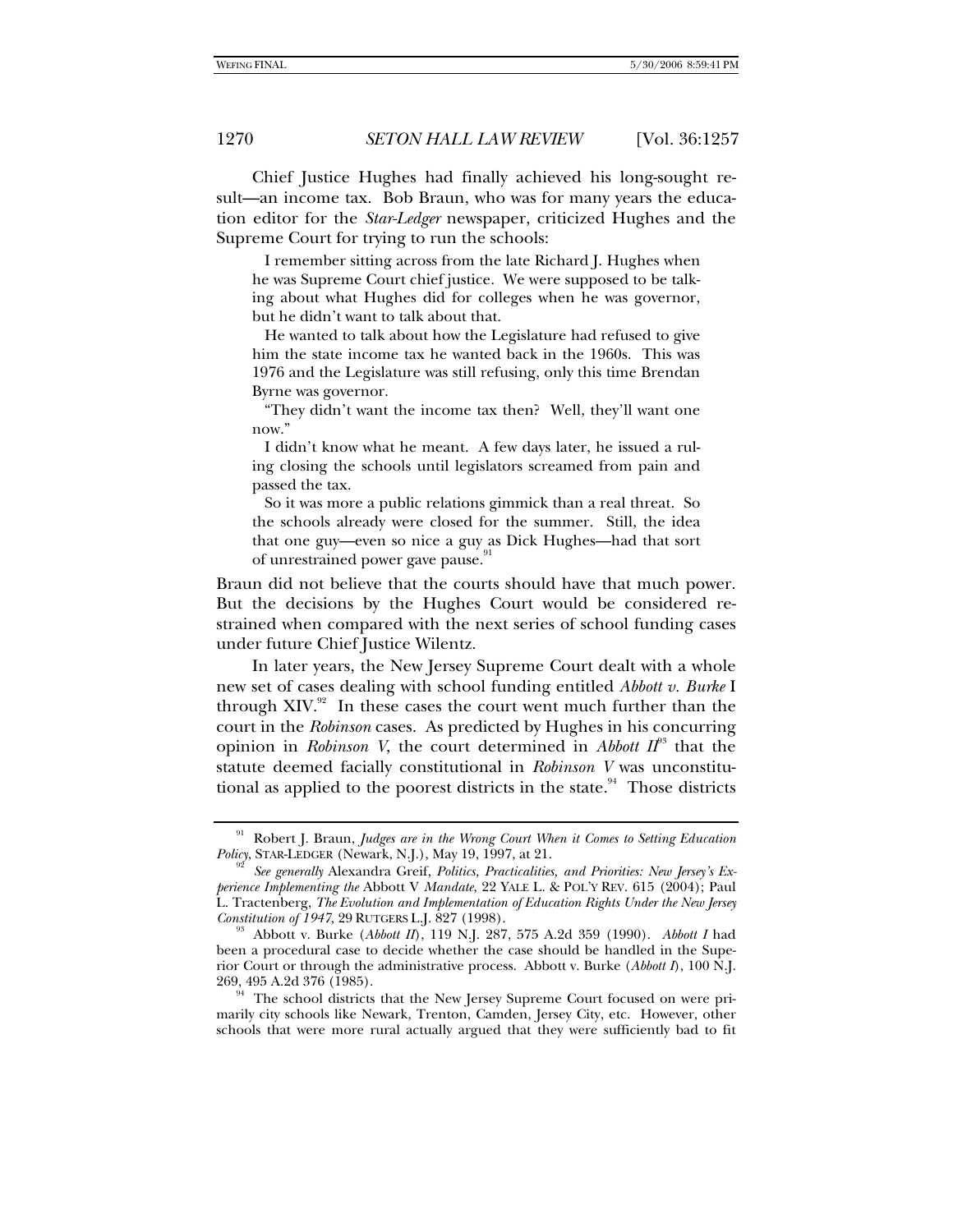Chief Justice Hughes had finally achieved his long-sought result—an income tax. Bob Braun, who was for many years the education editor for the *Star-Ledger* newspaper, criticized Hughes and the Supreme Court for trying to run the schools:

> I remember sitting across from the late Richard J. Hughes when he was Supreme Court chief justice. We were supposed to be talking about what Hughes did for colleges when he was governor, but he didn't want to talk about that.
>
> He wanted to talk about how the Legislature had refused to give him the state income tax he wanted back in the 1960s. This was 1976 and the Legislature was still refusing, only this time Brendan Byrne was governor.
>
> "They didn't want the income tax then? Well, they'll want one now."
>
> I didn't know what he meant. A few days later, he issued a ruling closing the schools until legislators screamed from pain and passed the tax.
>
> So it was more a public relations gimmick than a real threat. So the schools already were closed for the summer. Still, the idea that one guy—even so nice a guy as Dick Hughes—had that sort of unrestrained power gave pause.[91]

Braun did not believe that the courts should have that much power. But the decisions by the Hughes Court would be considered restrained when compared with the next series of school funding cases under future Chief Justice Wilentz.

In later years, the New Jersey Supreme Court dealt with a whole new set of cases dealing with school funding entitled *Abbott v. Burke* I through XIV.[92] In these cases the court went much further than the court in the *Robinson* cases. As predicted by Hughes in his concurring opinion in *Robinson V*, the court determined in *Abbott II*[93] that the statute deemed facially constitutional in *Robinson V* was unconstitutional as applied to the poorest districts in the state.[94] Those districts

---

[91] Robert J. Braun, *Judges are in the Wrong Court When it Comes to Setting Education Policy*, STAR-LEDGER (Newark, N.J.), May 19, 1997, at 21.

[92] *See generally* Alexandra Greif, *Politics, Practicalities, and Priorities: New Jersey's Experience Implementing the* Abbott V *Mandate*, 22 YALE L. & POL'Y REV. 615 (2004); Paul L. Tractenberg, *The Evolution and Implementation of Education Rights Under the New Jersey Constitution of 1947*, 29 RUTGERS L.J. 827 (1998).

[93] Abbott v. Burke (*Abbott II*), 119 N.J. 287, 575 A.2d 359 (1990). *Abbott I* had been a procedural case to decide whether the case should be handled in the Superior Court or through the administrative process. Abbott v. Burke (*Abbott I*), 100 N.J. 269, 495 A.2d 376 (1985).

[94] The school districts that the New Jersey Supreme Court focused on were primarily city schools like Newark, Trenton, Camden, Jersey City, etc. However, other schools that were more rural actually argued that they were sufficiently bad to fit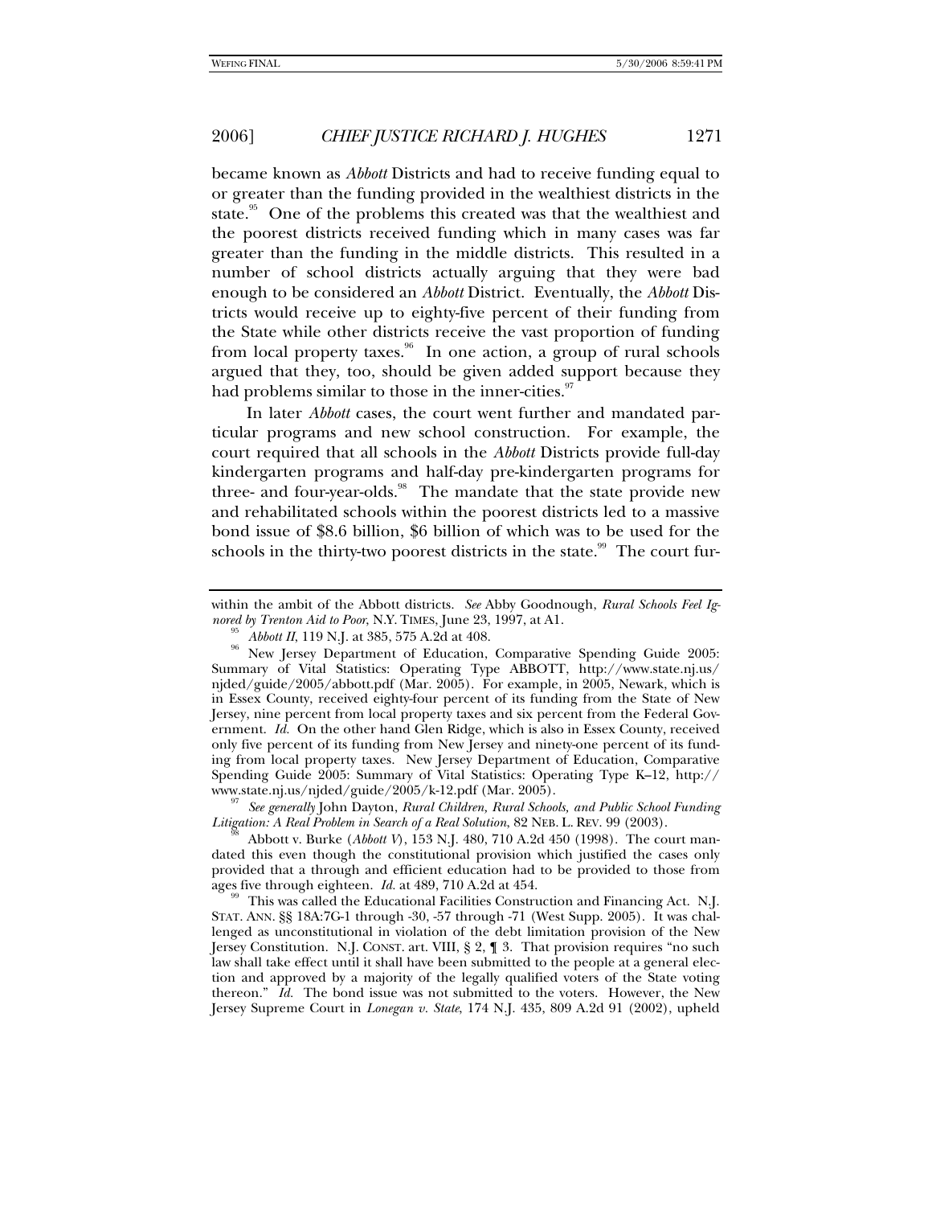became known as *Abbott* Districts and had to receive funding equal to or greater than the funding provided in the wealthiest districts in the state.[95] One of the problems this created was that the wealthiest and the poorest districts received funding which in many cases was far greater than the funding in the middle districts. This resulted in a number of school districts actually arguing that they were bad enough to be considered an *Abbott* District. Eventually, the *Abbott* Districts would receive up to eighty-five percent of their funding from the State while other districts receive the vast proportion of funding from local property taxes.[96] In one action, a group of rural schools argued that they, too, should be given added support because they had problems similar to those in the inner-cities.[97]

In later *Abbott* cases, the court went further and mandated particular programs and new school construction. For example, the court required that all schools in the *Abbott* Districts provide full-day kindergarten programs and half-day pre-kindergarten programs for three- and four-year-olds.[98] The mandate that the state provide new and rehabilitated schools within the poorest districts led to a massive bond issue of $8.6 billion, $6 billion of which was to be used for the schools in the thirty-two poorest districts in the state.[99] The court fur-

---

within the ambit of the Abbott districts. *See* Abby Goodnough, *Rural Schools Feel Ignored by Trenton Aid to Poor*, N.Y. TIMES, June 23, 1997, at A1.

[95] *Abbott II*, 119 N.J. at 385, 575 A.2d at 408.

[96] New Jersey Department of Education, Comparative Spending Guide 2005: Summary of Vital Statistics: Operating Type ABBOTT, http://www.state.nj.us/njded/guide/2005/abbott.pdf (Mar. 2005). For example, in 2005, Newark, which is in Essex County, received eighty-four percent of its funding from the State of New Jersey, nine percent from local property taxes and six percent from the Federal Government. *Id.* On the other hand Glen Ridge, which is also in Essex County, received only five percent of its funding from New Jersey and ninety-one percent of its funding from local property taxes. New Jersey Department of Education, Comparative Spending Guide 2005: Summary of Vital Statistics: Operating Type K–12, http://www.state.nj.us/njded/guide/2005/k-12.pdf (Mar. 2005).

[97] *See generally* John Dayton, *Rural Children, Rural Schools, and Public School Funding Litigation: A Real Problem in Search of a Real Solution*, 82 NEB. L. REV. 99 (2003).

[98] Abbott v. Burke (*Abbott V*), 153 N.J. 480, 710 A.2d 450 (1998). The court mandated this even though the constitutional provision which justified the cases only provided that a through and efficient education had to be provided to those from ages five through eighteen. *Id.* at 489, 710 A.2d at 454.

[99] This was called the Educational Facilities Construction and Financing Act. N.J. STAT. ANN. §§ 18A:7G-1 through -30, -57 through -71 (West Supp. 2005). It was challenged as unconstitutional in violation of the debt limitation provision of the New Jersey Constitution. N.J. CONST. art. VIII, § 2, ¶ 3. That provision requires "no such law shall take effect until it shall have been submitted to the people at a general election and approved by a majority of the legally qualified voters of the State voting thereon." *Id.* The bond issue was not submitted to the voters. However, the New Jersey Supreme Court in *Lonegan v. State*, 174 N.J. 435, 809 A.2d 91 (2002), upheld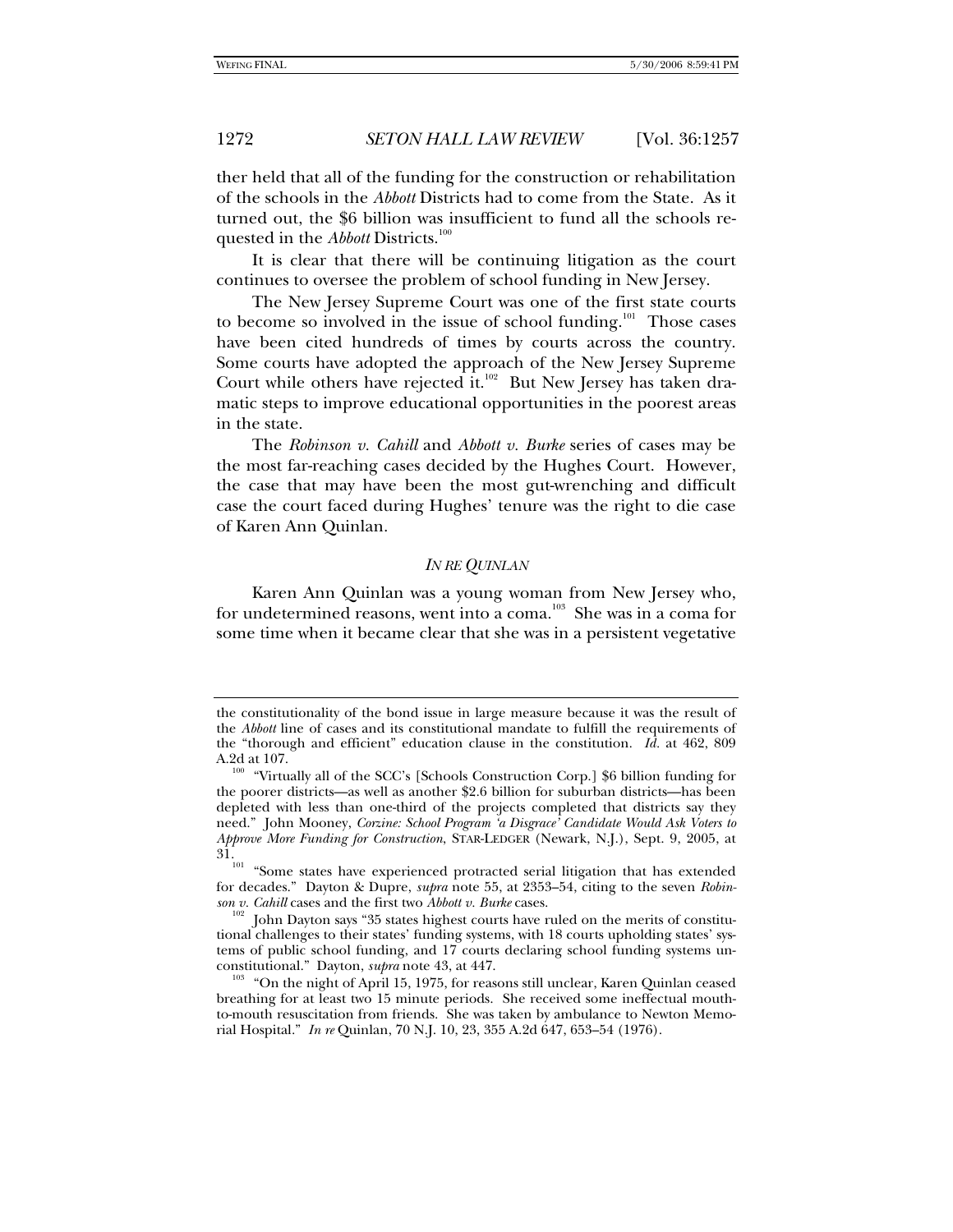ther held that all of the funding for the construction or rehabilitation of the schools in the *Abbott* Districts had to come from the State. As it turned out, the $6 billion was insufficient to fund all the schools requested in the *Abbott* Districts.[100]

It is clear that there will be continuing litigation as the court continues to oversee the problem of school funding in New Jersey.

The New Jersey Supreme Court was one of the first state courts to become so involved in the issue of school funding.[101] Those cases have been cited hundreds of times by courts across the country. Some courts have adopted the approach of the New Jersey Supreme Court while others have rejected it.[102] But New Jersey has taken dramatic steps to improve educational opportunities in the poorest areas in the state.

The *Robinson v. Cahill* and *Abbott v. Burke* series of cases may be the most far-reaching cases decided by the Hughes Court. However, the case that may have been the most gut-wrenching and difficult case the court faced during Hughes' tenure was the right to die case of Karen Ann Quinlan.

## *IN RE QUINLAN*

Karen Ann Quinlan was a young woman from New Jersey who, for undetermined reasons, went into a coma.[103] She was in a coma for some time when it became clear that she was in a persistent vegetative

---

the constitutionality of the bond issue in large measure because it was the result of the *Abbott* line of cases and its constitutional mandate to fulfill the requirements of the "thorough and efficient" education clause in the constitution. *Id.* at 462, 809 A.2d at 107.

[100] "Virtually all of the SCC's [Schools Construction Corp.] $6 billion funding for the poorer districts—as well as another $2.6 billion for suburban districts—has been depleted with less than one-third of the projects completed that districts say they need." John Mooney, *Corzine: School Program 'a Disgrace' Candidate Would Ask Voters to Approve More Funding for Construction*, STAR-LEDGER (Newark, N.J.), Sept. 9, 2005, at 31.

[101] "Some states have experienced protracted serial litigation that has extended for decades." Dayton & Dupre, *supra* note 55, at 2353–54, citing to the seven *Robinson v. Cahill* cases and the first two *Abbott v. Burke* cases.

[102] John Dayton says "35 states highest courts have ruled on the merits of constitutional challenges to their states' funding systems, with 18 courts upholding states' systems of public school funding, and 17 courts declaring school funding systems unconstitutional." Dayton, *supra* note 43, at 447.

[103] "On the night of April 15, 1975, for reasons still unclear, Karen Quinlan ceased breathing for at least two 15 minute periods. She received some ineffectual mouth-to-mouth resuscitation from friends. She was taken by ambulance to Newton Memorial Hospital." *In re* Quinlan, 70 N.J. 10, 23, 355 A.2d 647, 653–54 (1976).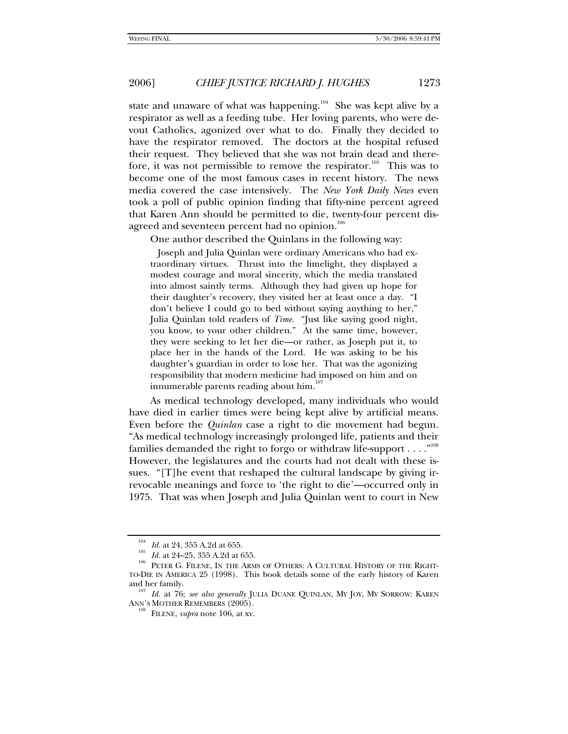state and unaware of what was happening.[104] She was kept alive by a respirator as well as a feeding tube. Her loving parents, who were devout Catholics, agonized over what to do. Finally they decided to have the respirator removed. The doctors at the hospital refused their request. They believed that she was not brain dead and therefore, it was not permissible to remove the respirator.[105] This was to become one of the most famous cases in recent history. The news media covered the case intensively. The *New York Daily News* even took a poll of public opinion finding that fifty-nine percent agreed that Karen Ann should be permitted to die, twenty-four percent disagreed and seventeen percent had no opinion.[106]

One author described the Quinlans in the following way:

> Joseph and Julia Quinlan were ordinary Americans who had extraordinary virtues. Thrust into the limelight, they displayed a modest courage and moral sincerity, which the media translated into almost saintly terms. Although they had given up hope for their daughter's recovery, they visited her at least once a day. "I don't believe I could go to bed without saying anything to her," Julia Quinlan told readers of *Time*. "Just like saying good night, you know, to your other children." At the same time, however, they were seeking to let her die—or rather, as Joseph put it, to place her in the hands of the Lord. He was asking to be his daughter's guardian in order to lose her. That was the agonizing responsibility that modern medicine had imposed on him and on innumerable parents reading about him.[107]

As medical technology developed, many individuals who would have died in earlier times were being kept alive by artificial means. Even before the *Quinlan* case a right to die movement had begun. "As medical technology increasingly prolonged life, patients and their families demanded the right to forgo or withdraw life-support . . . ."[108] However, the legislatures and the courts had not dealt with these issues. "[T]he event that reshaped the cultural landscape by giving irrevocable meanings and force to 'the right to die'—occurred only in 1975. That was when Joseph and Julia Quinlan went to court in New

---

[104] *Id.* at 24, 355 A.2d at 655.

[105] *Id.* at 24–25, 355 A.2d at 655.

[106] PETER G. FILENE, IN THE ARMS OF OTHERS: A CULTURAL HISTORY OF THE RIGHT-TO-DIE IN AMERICA 25 (1998). This book details some of the early history of Karen and her family.

[107] *Id.* at 76; *see also generally* JULIA DUANE QUINLAN, MY JOY, MY SORROW: KAREN ANN'S MOTHER REMEMBERS (2005).

[108] FILENE, *supra* note 106, at xv.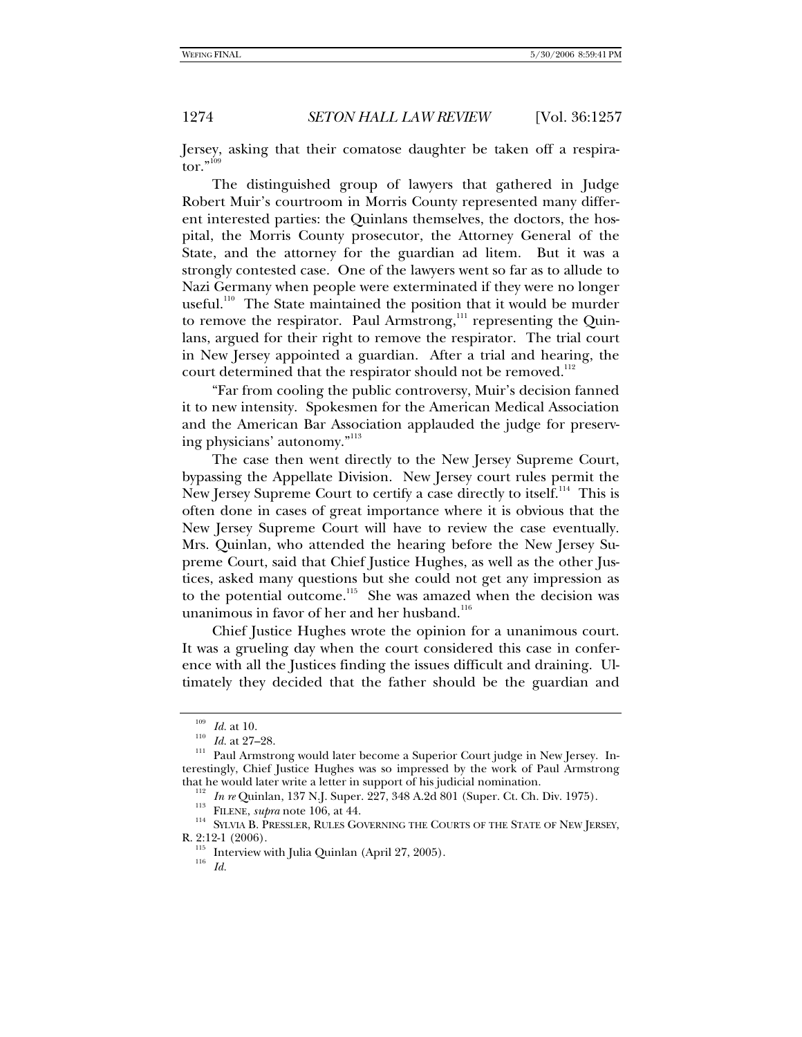Jersey, asking that their comatose daughter be taken off a respirator."[109]

The distinguished group of lawyers that gathered in Judge Robert Muir's courtroom in Morris County represented many different interested parties: the Quinlans themselves, the doctors, the hospital, the Morris County prosecutor, the Attorney General of the State, and the attorney for the guardian ad litem. But it was a strongly contested case. One of the lawyers went so far as to allude to Nazi Germany when people were exterminated if they were no longer useful.[110] The State maintained the position that it would be murder to remove the respirator. Paul Armstrong,[111] representing the Quinlans, argued for their right to remove the respirator. The trial court in New Jersey appointed a guardian. After a trial and hearing, the court determined that the respirator should not be removed.[112]

"Far from cooling the public controversy, Muir's decision fanned it to new intensity. Spokesmen for the American Medical Association and the American Bar Association applauded the judge for preserving physicians' autonomy."[113]

The case then went directly to the New Jersey Supreme Court, bypassing the Appellate Division. New Jersey court rules permit the New Jersey Supreme Court to certify a case directly to itself.[114] This is often done in cases of great importance where it is obvious that the New Jersey Supreme Court will have to review the case eventually. Mrs. Quinlan, who attended the hearing before the New Jersey Supreme Court, said that Chief Justice Hughes, as well as the other Justices, asked many questions but she could not get any impression as to the potential outcome.[115] She was amazed when the decision was unanimous in favor of her and her husband.[116]

Chief Justice Hughes wrote the opinion for a unanimous court. It was a grueling day when the court considered this case in conference with all the Justices finding the issues difficult and draining. Ultimately they decided that the father should be the guardian and

---

[109] *Id.* at 10.

[110] *Id.* at 27–28.

[111] Paul Armstrong would later become a Superior Court judge in New Jersey. Interestingly, Chief Justice Hughes was so impressed by the work of Paul Armstrong that he would later write a letter in support of his judicial nomination.

[112] *In re* Quinlan, 137 N.J. Super. 227, 348 A.2d 801 (Super. Ct. Ch. Div. 1975).

[113] FILENE, *supra* note 106, at 44.

[114] SYLVIA B. PRESSLER, RULES GOVERNING THE COURTS OF THE STATE OF NEW JERSEY, R. 2:12-1 (2006).

[115] Interview with Julia Quinlan (April 27, 2005).

[116] *Id.*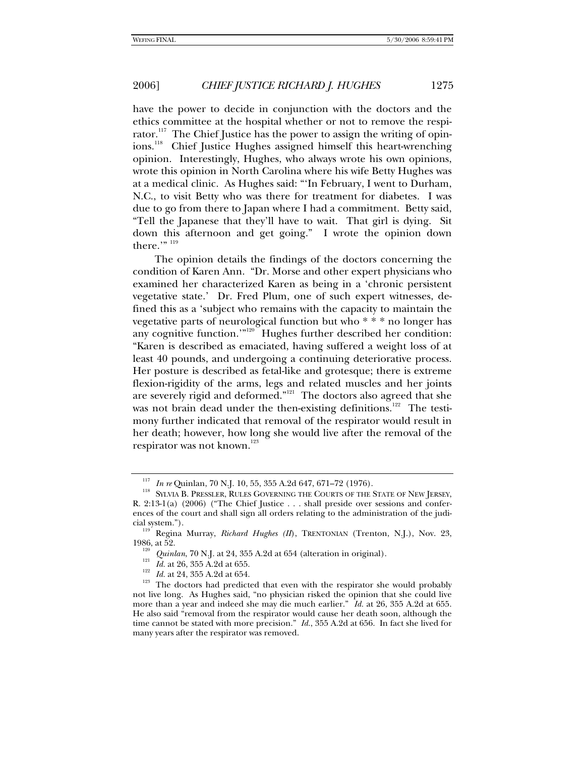have the power to decide in conjunction with the doctors and the ethics committee at the hospital whether or not to remove the respirator.[117] The Chief Justice has the power to assign the writing of opinions.[118] Chief Justice Hughes assigned himself this heart-wrenching opinion. Interestingly, Hughes, who always wrote his own opinions, wrote this opinion in North Carolina where his wife Betty Hughes was at a medical clinic. As Hughes said: "'In February, I went to Durham, N.C., to visit Betty who was there for treatment for diabetes. I was due to go from there to Japan where I had a commitment. Betty said, "Tell the Japanese that they'll have to wait. That girl is dying. Sit down this afternoon and get going." I wrote the opinion down there.'"[119]

The opinion details the findings of the doctors concerning the condition of Karen Ann. "Dr. Morse and other expert physicians who examined her characterized Karen as being in a 'chronic persistent vegetative state.' Dr. Fred Plum, one of such expert witnesses, defined this as a 'subject who remains with the capacity to maintain the vegetative parts of neurological function but who * * * no longer has any cognitive function.'"[120] Hughes further described her condition: "Karen is described as emaciated, having suffered a weight loss of at least 40 pounds, and undergoing a continuing deteriorative process. Her posture is described as fetal-like and grotesque; there is extreme flexion-rigidity of the arms, legs and related muscles and her joints are severely rigid and deformed."[121] The doctors also agreed that she was not brain dead under the then-existing definitions.[122] The testimony further indicated that removal of the respirator would result in her death; however, how long she would live after the removal of the respirator was not known.[123]

---

[117] *In re* Quinlan, 70 N.J. 10, 55, 355 A.2d 647, 671–72 (1976).

[118] SYLVIA B. PRESSLER, RULES GOVERNING THE COURTS OF THE STATE OF NEW JERSEY, R. 2:13-1(a) (2006) ("The Chief Justice . . . shall preside over sessions and conferences of the court and shall sign all orders relating to the administration of the judicial system.").

[119] Regina Murray, *Richard Hughes (II)*, TRENTONIAN (Trenton, N.J.), Nov. 23, 1986, at 52.

[120] *Quinlan*, 70 N.J. at 24, 355 A.2d at 654 (alteration in original).

[121] *Id.* at 26, 355 A.2d at 655.

[122] *Id.* at 24, 355 A.2d at 654.

[123] The doctors had predicted that even with the respirator she would probably not live long. As Hughes said, "no physician risked the opinion that she could live more than a year and indeed she may die much earlier." *Id.* at 26, 355 A.2d at 655. He also said "removal from the respirator would cause her death soon, although the time cannot be stated with more precision." *Id.*, 355 A.2d at 656. In fact she lived for many years after the respirator was removed.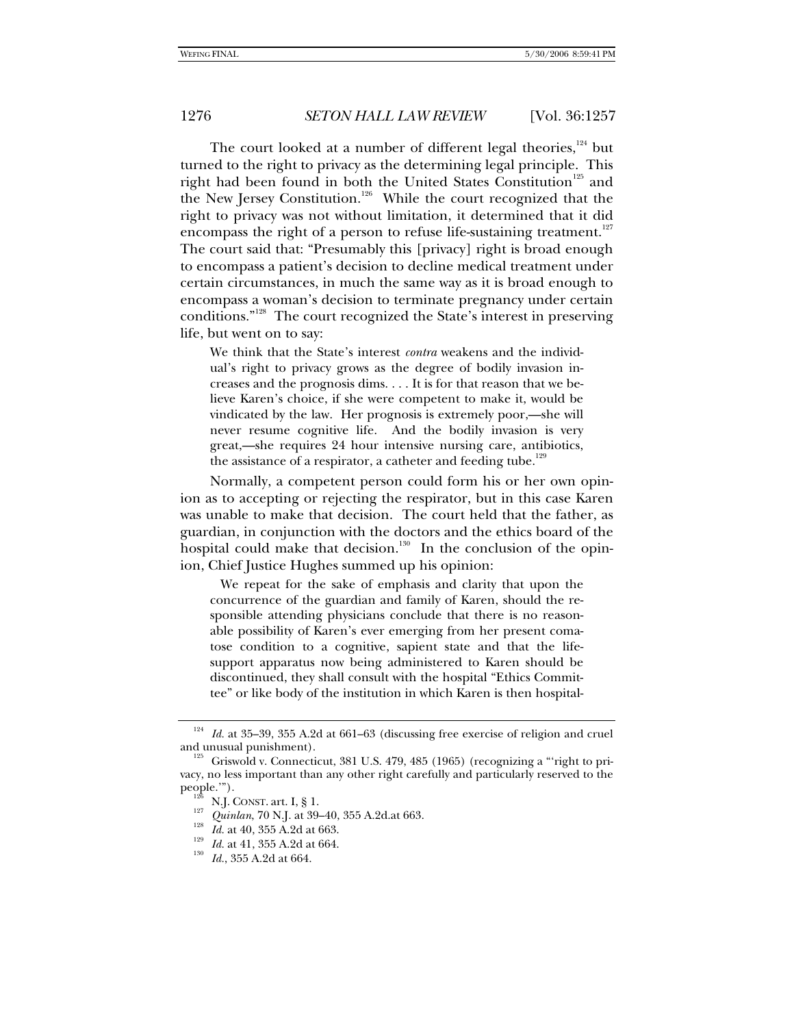The court looked at a number of different legal theories,[124] but turned to the right to privacy as the determining legal principle. This right had been found in both the United States Constitution[125] and the New Jersey Constitution.[126] While the court recognized that the right to privacy was not without limitation, it determined that it did encompass the right of a person to refuse life-sustaining treatment.[127] The court said that: "Presumably this [privacy] right is broad enough to encompass a patient's decision to decline medical treatment under certain circumstances, in much the same way as it is broad enough to encompass a woman's decision to terminate pregnancy under certain conditions."[128] The court recognized the State's interest in preserving life, but went on to say:

> We think that the State's interest *contra* weakens and the individual's right to privacy grows as the degree of bodily invasion increases and the prognosis dims. . . . It is for that reason that we believe Karen's choice, if she were competent to make it, would be vindicated by the law. Her prognosis is extremely poor,—she will never resume cognitive life. And the bodily invasion is very great,—she requires 24 hour intensive nursing care, antibiotics, the assistance of a respirator, a catheter and feeding tube.[129]

Normally, a competent person could form his or her own opinion as to accepting or rejecting the respirator, but in this case Karen was unable to make that decision. The court held that the father, as guardian, in conjunction with the doctors and the ethics board of the hospital could make that decision.[130] In the conclusion of the opinion, Chief Justice Hughes summed up his opinion:

> We repeat for the sake of emphasis and clarity that upon the concurrence of the guardian and family of Karen, should the responsible attending physicians conclude that there is no reasonable possibility of Karen's ever emerging from her present comatose condition to a cognitive, sapient state and that the life-support apparatus now being administered to Karen should be discontinued, they shall consult with the hospital "Ethics Committee" or like body of the institution in which Karen is then hospital-

---

[124] *Id.* at 35–39, 355 A.2d at 661–63 (discussing free exercise of religion and cruel and unusual punishment).

[125] Griswold v. Connecticut, 381 U.S. 479, 485 (1965) (recognizing a "'right to privacy, no less important than any other right carefully and particularly reserved to the people.'").

[126] N.J. CONST. art. I, § 1.

[127] *Quinlan*, 70 N.J. at 39–40, 355 A.2d.at 663.

[128] *Id.* at 40, 355 A.2d at 663.

[129] *Id.* at 41, 355 A.2d at 664.

[130] *Id.*, 355 A.2d at 664.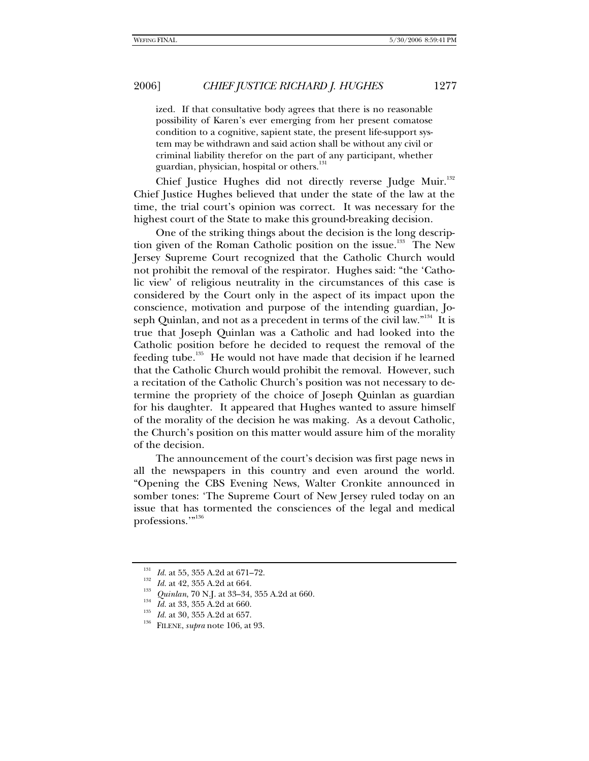ized. If that consultative body agrees that there is no reasonable possibility of Karen's ever emerging from her present comatose condition to a cognitive, sapient state, the present life-support system may be withdrawn and said action shall be without any civil or criminal liability therefor on the part of any participant, whether guardian, physician, hospital or others.[131]

Chief Justice Hughes did not directly reverse Judge Muir.[132] Chief Justice Hughes believed that under the state of the law at the time, the trial court's opinion was correct. It was necessary for the highest court of the State to make this ground-breaking decision.

One of the striking things about the decision is the long description given of the Roman Catholic position on the issue.[133] The New Jersey Supreme Court recognized that the Catholic Church would not prohibit the removal of the respirator. Hughes said: "the 'Catholic view' of religious neutrality in the circumstances of this case is considered by the Court only in the aspect of its impact upon the conscience, motivation and purpose of the intending guardian, Joseph Quinlan, and not as a precedent in terms of the civil law."[134] It is true that Joseph Quinlan was a Catholic and had looked into the Catholic position before he decided to request the removal of the feeding tube.[135] He would not have made that decision if he learned that the Catholic Church would prohibit the removal. However, such a recitation of the Catholic Church's position was not necessary to determine the propriety of the choice of Joseph Quinlan as guardian for his daughter. It appeared that Hughes wanted to assure himself of the morality of the decision he was making. As a devout Catholic, the Church's position on this matter would assure him of the morality of the decision.

The announcement of the court's decision was first page news in all the newspapers in this country and even around the world. "Opening the CBS Evening News, Walter Cronkite announced in somber tones: 'The Supreme Court of New Jersey ruled today on an issue that has tormented the consciences of the legal and medical professions.'"[136]

---

[131] *Id.* at 55, 355 A.2d at 671–72.

[132] *Id.* at 42, 355 A.2d at 664.

[133] *Quinlan*, 70 N.J. at 33–34, 355 A.2d at 660.

[134] *Id.* at 33, 355 A.2d at 660.

[135] *Id.* at 30, 355 A.2d at 657.

[136] FILENE, *supra* note 106, at 93.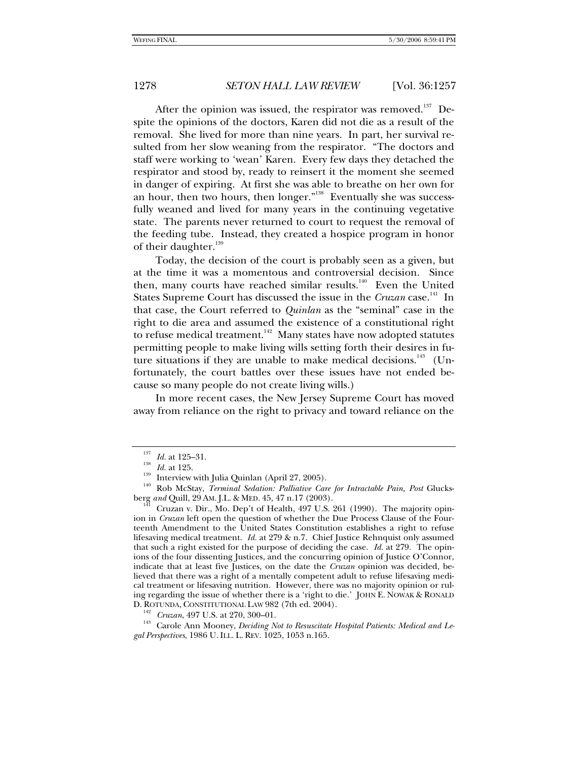After the opinion was issued, the respirator was removed.[137] Despite the opinions of the doctors, Karen did not die as a result of the removal. She lived for more than nine years. In part, her survival resulted from her slow weaning from the respirator. "The doctors and staff were working to 'wean' Karen. Every few days they detached the respirator and stood by, ready to reinsert it the moment she seemed in danger of expiring. At first she was able to breathe on her own for an hour, then two hours, then longer."[138] Eventually she was successfully weaned and lived for many years in the continuing vegetative state. The parents never returned to court to request the removal of the feeding tube. Instead, they created a hospice program in honor of their daughter.[139]

Today, the decision of the court is probably seen as a given, but at the time it was a momentous and controversial decision. Since then, many courts have reached similar results.[140] Even the United States Supreme Court has discussed the issue in the *Cruzan* case.[141] In that case, the Court referred to *Quinlan* as the "seminal" case in the right to die area and assumed the existence of a constitutional right to refuse medical treatment.[142] Many states have now adopted statutes permitting people to make living wills setting forth their desires in future situations if they are unable to make medical decisions.[143] (Unfortunately, the court battles over these issues have not ended because so many people do not create living wills.)

In more recent cases, the New Jersey Supreme Court has moved away from reliance on the right to privacy and toward reliance on the

---

[137] *Id.* at 125–31.

[138] *Id.* at 125.

[139] Interview with Julia Quinlan (April 27, 2005).

[140] Rob McStay, *Terminal Sedation: Palliative Care for Intractable Pain, Post* Glucksberg *and* Quill, 29 AM. J.L. & MED. 45, 47 n.17 (2003).

[141] Cruzan v. Dir., Mo. Dep't of Health, 497 U.S. 261 (1990). The majority opinion in *Cruzan* left open the question of whether the Due Process Clause of the Fourteenth Amendment to the United States Constitution establishes a right to refuse lifesaving medical treatment. *Id.* at 279 & n.7. Chief Justice Rehnquist only assumed that such a right existed for the purpose of deciding the case. *Id.* at 279. The opinions of the four dissenting Justices, and the concurring opinion of Justice O'Connor, indicate that at least five Justices, on the date the *Cruzan* opinion was decided, believed that there was a right of a mentally competent adult to refuse lifesaving medical treatment or lifesaving nutrition. However, there was no majority opinion or ruling regarding the issue of whether there is a 'right to die.' JOHN E. NOWAK & RONALD D. ROTUNDA, CONSTITUTIONAL LAW 982 (7th ed. 2004).

[142] *Cruzan*, 497 U.S. at 270, 300–01.

[143] Carole Ann Mooney, *Deciding Not to Resuscitate Hospital Patients: Medical and Legal Perspectives*, 1986 U. ILL. L. REV. 1025, 1053 n.165.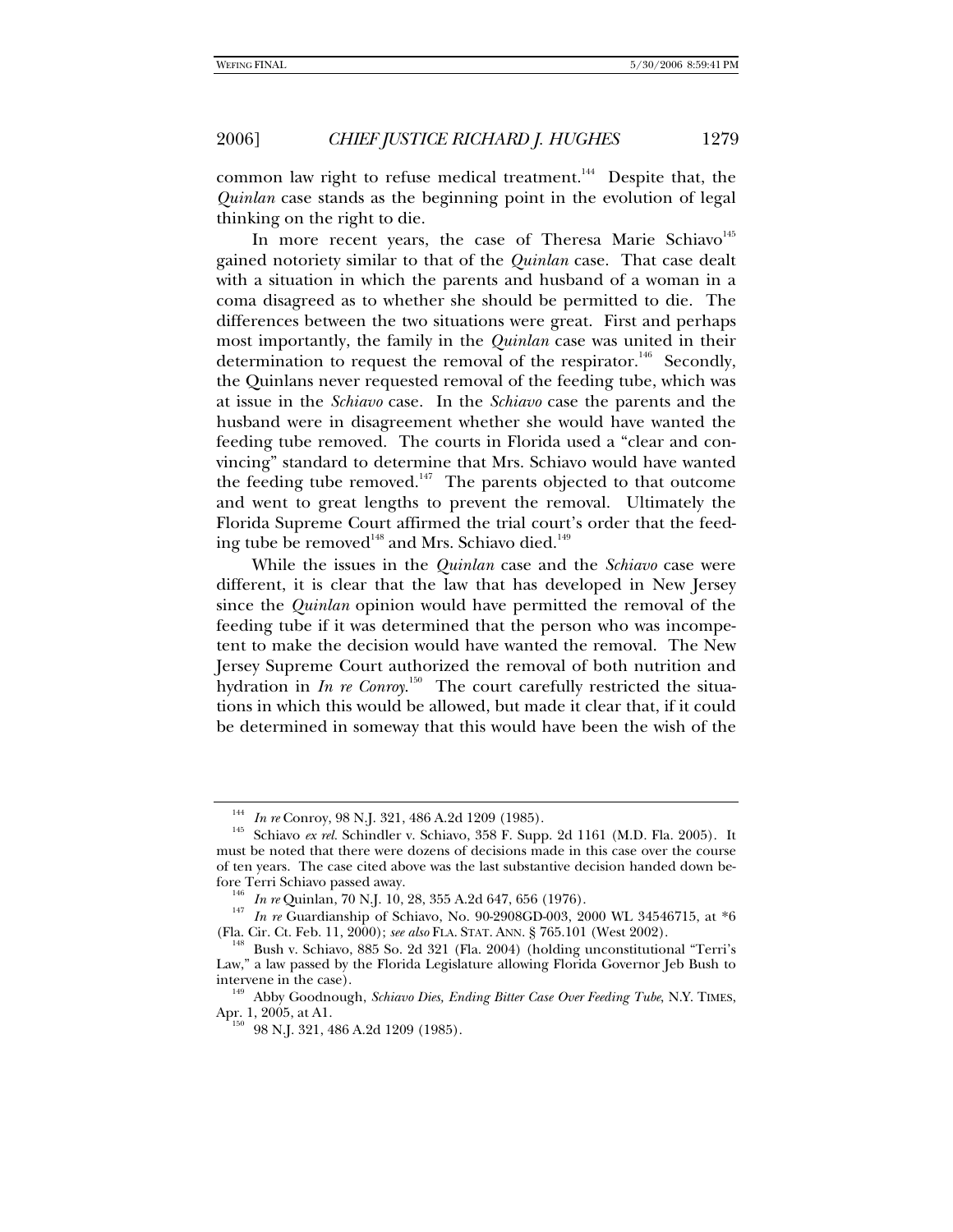common law right to refuse medical treatment.[144] Despite that, the *Quinlan* case stands as the beginning point in the evolution of legal thinking on the right to die.

In more recent years, the case of Theresa Marie Schiavo[145] gained notoriety similar to that of the *Quinlan* case. That case dealt with a situation in which the parents and husband of a woman in a coma disagreed as to whether she should be permitted to die. The differences between the two situations were great. First and perhaps most importantly, the family in the *Quinlan* case was united in their determination to request the removal of the respirator.[146] Secondly, the Quinlans never requested removal of the feeding tube, which was at issue in the *Schiavo* case. In the *Schiavo* case the parents and the husband were in disagreement whether she would have wanted the feeding tube removed. The courts in Florida used a "clear and convincing" standard to determine that Mrs. Schiavo would have wanted the feeding tube removed.[147] The parents objected to that outcome and went to great lengths to prevent the removal. Ultimately the Florida Supreme Court affirmed the trial court's order that the feeding tube be removed[148] and Mrs. Schiavo died.[149]

While the issues in the *Quinlan* case and the *Schiavo* case were different, it is clear that the law that has developed in New Jersey since the *Quinlan* opinion would have permitted the removal of the feeding tube if it was determined that the person who was incompetent to make the decision would have wanted the removal. The New Jersey Supreme Court authorized the removal of both nutrition and hydration in *In re Conroy*.[150] The court carefully restricted the situations in which this would be allowed, but made it clear that, if it could be determined in someway that this would have been the wish of the

---

[144] *In re* Conroy, 98 N.J. 321, 486 A.2d 1209 (1985).

[145] Schiavo *ex rel.* Schindler v. Schiavo, 358 F. Supp. 2d 1161 (M.D. Fla. 2005). It must be noted that there were dozens of decisions made in this case over the course of ten years. The case cited above was the last substantive decision handed down before Terri Schiavo passed away.

[146] *In re* Quinlan, 70 N.J. 10, 28, 355 A.2d 647, 656 (1976).

[147] *In re* Guardianship of Schiavo, No. 90-2908GD-003, 2000 WL 34546715, at *6 (Fla. Cir. Ct. Feb. 11, 2000); *see also* FLA. STAT. ANN. § 765.101 (West 2002).

[148] Bush v. Schiavo, 885 So. 2d 321 (Fla. 2004) (holding unconstitutional "Terri's Law," a law passed by the Florida Legislature allowing Florida Governor Jeb Bush to intervene in the case).

[149] Abby Goodnough, *Schiavo Dies, Ending Bitter Case Over Feeding Tube*, N.Y. TIMES, Apr. 1, 2005, at A1.

[150] 98 N.J. 321, 486 A.2d 1209 (1985).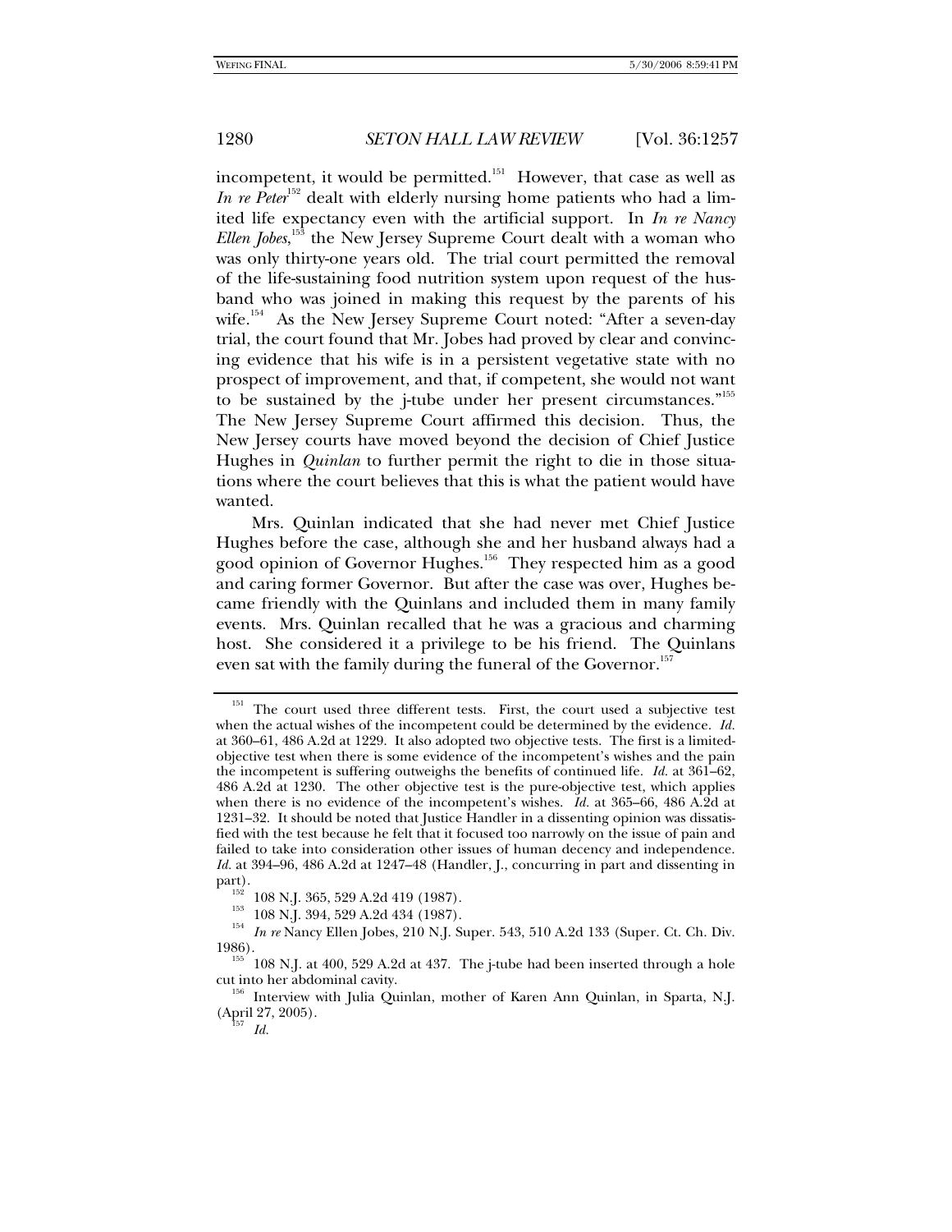incompetent, it would be permitted.[151] However, that case as well as *In re Peter*[152] dealt with elderly nursing home patients who had a limited life expectancy even with the artificial support. In *In re Nancy Ellen Jobes*,[153] the New Jersey Supreme Court dealt with a woman who was only thirty-one years old. The trial court permitted the removal of the life-sustaining food nutrition system upon request of the husband who was joined in making this request by the parents of his wife.[154] As the New Jersey Supreme Court noted: "After a seven-day trial, the court found that Mr. Jobes had proved by clear and convincing evidence that his wife is in a persistent vegetative state with no prospect of improvement, and that, if competent, she would not want to be sustained by the j-tube under her present circumstances."[155] The New Jersey Supreme Court affirmed this decision. Thus, the New Jersey courts have moved beyond the decision of Chief Justice Hughes in *Quinlan* to further permit the right to die in those situations where the court believes that this is what the patient would have wanted.

Mrs. Quinlan indicated that she had never met Chief Justice Hughes before the case, although she and her husband always had a good opinion of Governor Hughes.[156] They respected him as a good and caring former Governor. But after the case was over, Hughes became friendly with the Quinlans and included them in many family events. Mrs. Quinlan recalled that he was a gracious and charming host. She considered it a privilege to be his friend. The Quinlans even sat with the family during the funeral of the Governor.[157]

---

[151] The court used three different tests. First, the court used a subjective test when the actual wishes of the incompetent could be determined by the evidence. *Id.* at 360–61, 486 A.2d at 1229. It also adopted two objective tests. The first is a limited-objective test when there is some evidence of the incompetent's wishes and the pain the incompetent is suffering outweighs the benefits of continued life. *Id.* at 361–62, 486 A.2d at 1230. The other objective test is the pure-objective test, which applies when there is no evidence of the incompetent's wishes. *Id.* at 365–66, 486 A.2d at 1231–32. It should be noted that Justice Handler in a dissenting opinion was dissatisfied with the test because he felt that it focused too narrowly on the issue of pain and failed to take into consideration other issues of human decency and independence. *Id.* at 394–96, 486 A.2d at 1247–48 (Handler, J., concurring in part and dissenting in part).

[152] 108 N.J. 365, 529 A.2d 419 (1987).

[153] 108 N.J. 394, 529 A.2d 434 (1987).

[154] *In re* Nancy Ellen Jobes, 210 N.J. Super. 543, 510 A.2d 133 (Super. Ct. Ch. Div. 1986).

[155] 108 N.J. at 400, 529 A.2d at 437. The j-tube had been inserted through a hole cut into her abdominal cavity.

[156] Interview with Julia Quinlan, mother of Karen Ann Quinlan, in Sparta, N.J. (April 27, 2005).

[157] *Id.*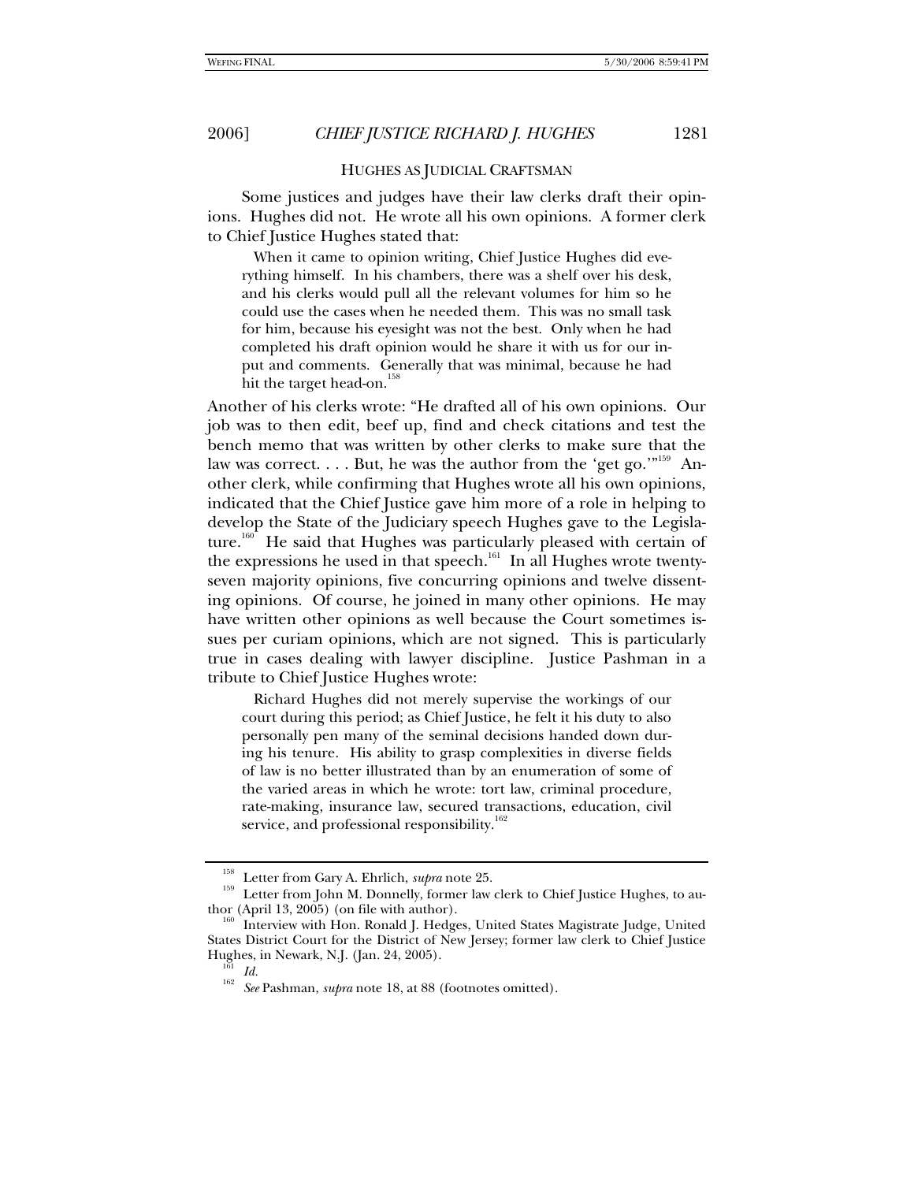## HUGHES AS JUDICIAL CRAFTSMAN

Some justices and judges have their law clerks draft their opinions. Hughes did not. He wrote all his own opinions. A former clerk to Chief Justice Hughes stated that:

> When it came to opinion writing, Chief Justice Hughes did everything himself. In his chambers, there was a shelf over his desk, and his clerks would pull all the relevant volumes for him so he could use the cases when he needed them. This was no small task for him, because his eyesight was not the best. Only when he had completed his draft opinion would he share it with us for our input and comments. Generally that was minimal, because he had hit the target head-on.[158]

Another of his clerks wrote: "He drafted all of his own opinions. Our job was to then edit, beef up, find and check citations and test the bench memo that was written by other clerks to make sure that the law was correct. . . . But, he was the author from the 'get go.'"[159] Another clerk, while confirming that Hughes wrote all his own opinions, indicated that the Chief Justice gave him more of a role in helping to develop the State of the Judiciary speech Hughes gave to the Legislature.[160] He said that Hughes was particularly pleased with certain of the expressions he used in that speech.[161] In all Hughes wrote twenty-seven majority opinions, five concurring opinions and twelve dissenting opinions. Of course, he joined in many other opinions. He may have written other opinions as well because the Court sometimes issues per curiam opinions, which are not signed. This is particularly true in cases dealing with lawyer discipline. Justice Pashman in a tribute to Chief Justice Hughes wrote:

> Richard Hughes did not merely supervise the workings of our court during this period; as Chief Justice, he felt it his duty to also personally pen many of the seminal decisions handed down during his tenure. His ability to grasp complexities in diverse fields of law is no better illustrated than by an enumeration of some of the varied areas in which he wrote: tort law, criminal procedure, rate-making, insurance law, secured transactions, education, civil service, and professional responsibility.[162]

---

[158] Letter from Gary A. Ehrlich, *supra* note 25.

[159] Letter from John M. Donnelly, former law clerk to Chief Justice Hughes, to author (April 13, 2005) (on file with author).

[160] Interview with Hon. Ronald J. Hedges, United States Magistrate Judge, United States District Court for the District of New Jersey; former law clerk to Chief Justice Hughes, in Newark, N.J. (Jan. 24, 2005).

[161] *Id.*

[162] *See* Pashman, *supra* note 18, at 88 (footnotes omitted).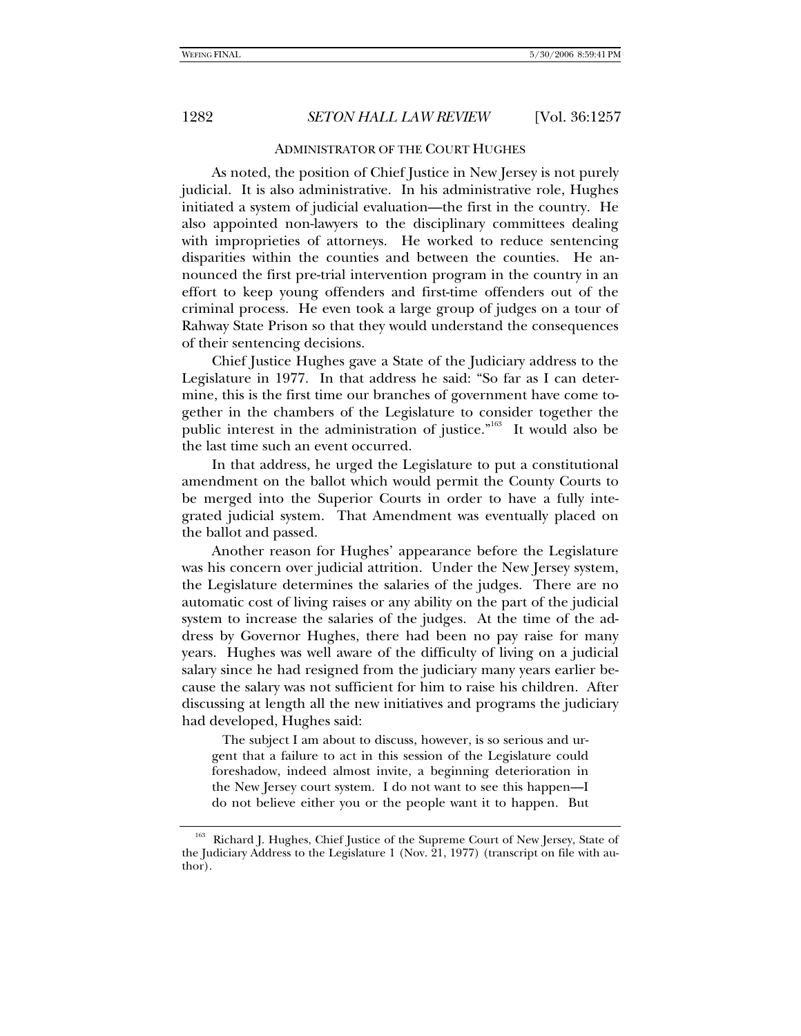## ADMINISTRATOR OF THE COURT HUGHES

As noted, the position of Chief Justice in New Jersey is not purely judicial. It is also administrative. In his administrative role, Hughes initiated a system of judicial evaluation—the first in the country. He also appointed non-lawyers to the disciplinary committees dealing with improprieties of attorneys. He worked to reduce sentencing disparities within the counties and between the counties. He announced the first pre-trial intervention program in the country in an effort to keep young offenders and first-time offenders out of the criminal process. He even took a large group of judges on a tour of Rahway State Prison so that they would understand the consequences of their sentencing decisions.

Chief Justice Hughes gave a State of the Judiciary address to the Legislature in 1977. In that address he said: "So far as I can determine, this is the first time our branches of government have come together in the chambers of the Legislature to consider together the public interest in the administration of justice."[163] It would also be the last time such an event occurred.

In that address, he urged the Legislature to put a constitutional amendment on the ballot which would permit the County Courts to be merged into the Superior Courts in order to have a fully integrated judicial system. That Amendment was eventually placed on the ballot and passed.

Another reason for Hughes' appearance before the Legislature was his concern over judicial attrition. Under the New Jersey system, the Legislature determines the salaries of the judges. There are no automatic cost of living raises or any ability on the part of the judicial system to increase the salaries of the judges. At the time of the address by Governor Hughes, there had been no pay raise for many years. Hughes was well aware of the difficulty of living on a judicial salary since he had resigned from the judiciary many years earlier because the salary was not sufficient for him to raise his children. After discussing at length all the new initiatives and programs the judiciary had developed, Hughes said:

> The subject I am about to discuss, however, is so serious and urgent that a failure to act in this session of the Legislature could foreshadow, indeed almost invite, a beginning deterioration in the New Jersey court system. I do not want to see this happen—I do not believe either you or the people want it to happen. But

---

[163] Richard J. Hughes, Chief Justice of the Supreme Court of New Jersey, State of the Judiciary Address to the Legislature 1 (Nov. 21, 1977) (transcript on file with author).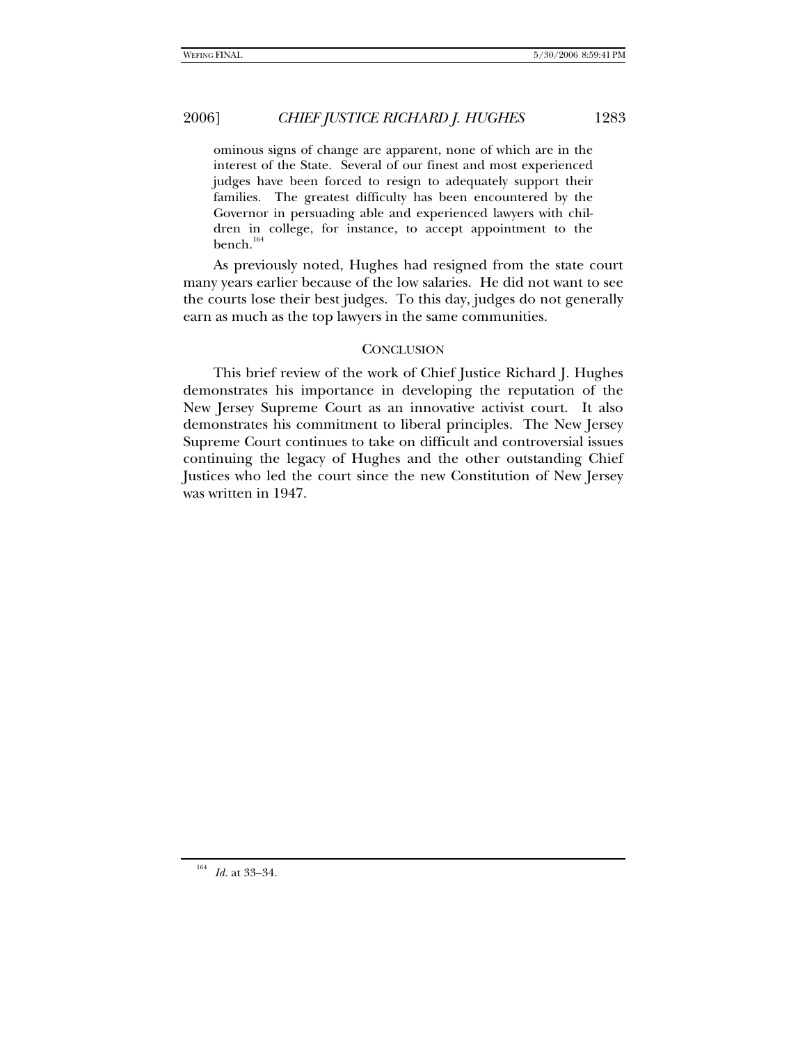> ominous signs of change are apparent, none of which are in the interest of the State. Several of our finest and most experienced judges have been forced to resign to adequately support their families. The greatest difficulty has been encountered by the Governor in persuading able and experienced lawyers with children in college, for instance, to accept appointment to the bench.[164]

As previously noted, Hughes had resigned from the state court many years earlier because of the low salaries. He did not want to see the courts lose their best judges. To this day, judges do not generally earn as much as the top lawyers in the same communities.

## CONCLUSION

This brief review of the work of Chief Justice Richard J. Hughes demonstrates his importance in developing the reputation of the New Jersey Supreme Court as an innovative activist court. It also demonstrates his commitment to liberal principles. The New Jersey Supreme Court continues to take on difficult and controversial issues continuing the legacy of Hughes and the other outstanding Chief Justices who led the court since the new Constitution of New Jersey was written in 1947.

---

[164] *Id.* at 33–34.